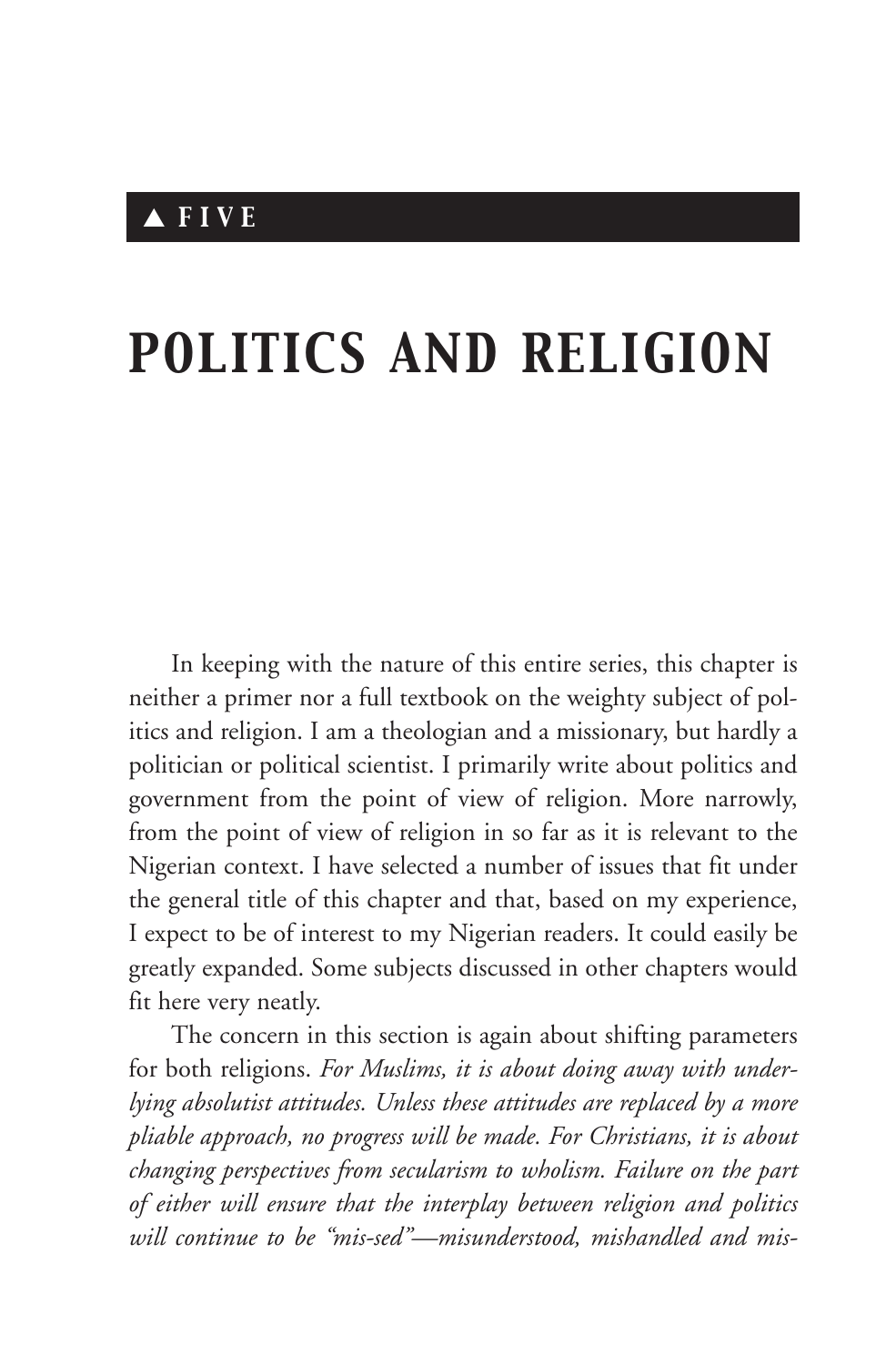▲ FIVE

# POLITICS AND RELIGION

In keeping with the nature of this entire series, this chapter is neither a primer nor a full textbook on the weighty subject of politics and religion. I am a theologian and a missionary, but hardly a politician or political scientist. I primarily write about politics and government from the point of view of religion. More narrowly, from the point of view of religion in so far as it is relevant to the Nigerian context. I have selected a number of issues that fit under the general title of this chapter and that, based on my experience, I expect to be of interest to my Nigerian readers. It could easily be greatly expanded. Some subjects discussed in other chapters would fit here very neatly.

The concern in this section is again about shifting parameters for both religions. *For Muslims, it is about doing away with underlying absolutist attitudes. Unless these attitudes are replaced by a more pliable approach, no progress will be made. For Christians, it is about changing perspectives from secularism to wholism. Failure on the part of either will ensure that the interplay between religion and politics will continue to be "mis-sed"—misunderstood, mishandled and mis-*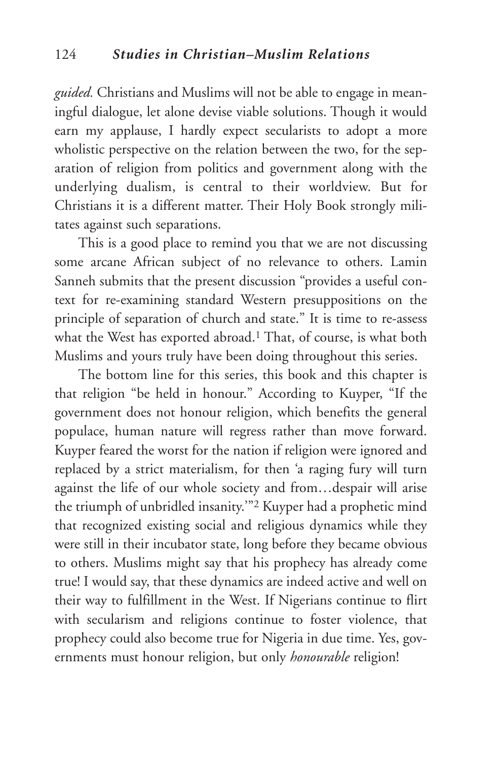*guided.* Christians and Muslims will not be able to engage in meaningful dialogue, let alone devise viable solutions. Though it would earn my applause, I hardly expect secularists to adopt a more wholistic perspective on the relation between the two, for the separation of religion from politics and government along with the underlying dualism, is central to their worldview. But for Christians it is a different matter. Their Holy Book strongly militates against such separations.

This is a good place to remind you that we are not discussing some arcane African subject of no relevance to others. Lamin Sanneh submits that the present discussion "provides a useful context for re-examining standard Western presuppositions on the principle of separation of church and state." It is time to re-assess what the West has exported abroad.[1] That, of course, is what both Muslims and yours truly have been doing throughout this series.

The bottom line for this series, this book and this chapter is that religion "be held in honour." According to Kuyper, "If the government does not honour religion, which benefits the general populace, human nature will regress rather than move forward. Kuyper feared the worst for the nation if religion were ignored and replaced by a strict materialism, for then 'a raging fury will turn against the life of our whole society and from…despair will arise the triumph of unbridled insanity.'"[2] Kuyper had a prophetic mind that recognized existing social and religious dynamics while they were still in their incubator state, long before they became obvious to others. Muslims might say that his prophecy has already come true! I would say, that these dynamics are indeed active and well on their way to fulfillment in the West. If Nigerians continue to flirt with secularism and religions continue to foster violence, that prophecy could also become true for Nigeria in due time. Yes, governments must honour religion, but only *honourable* religion!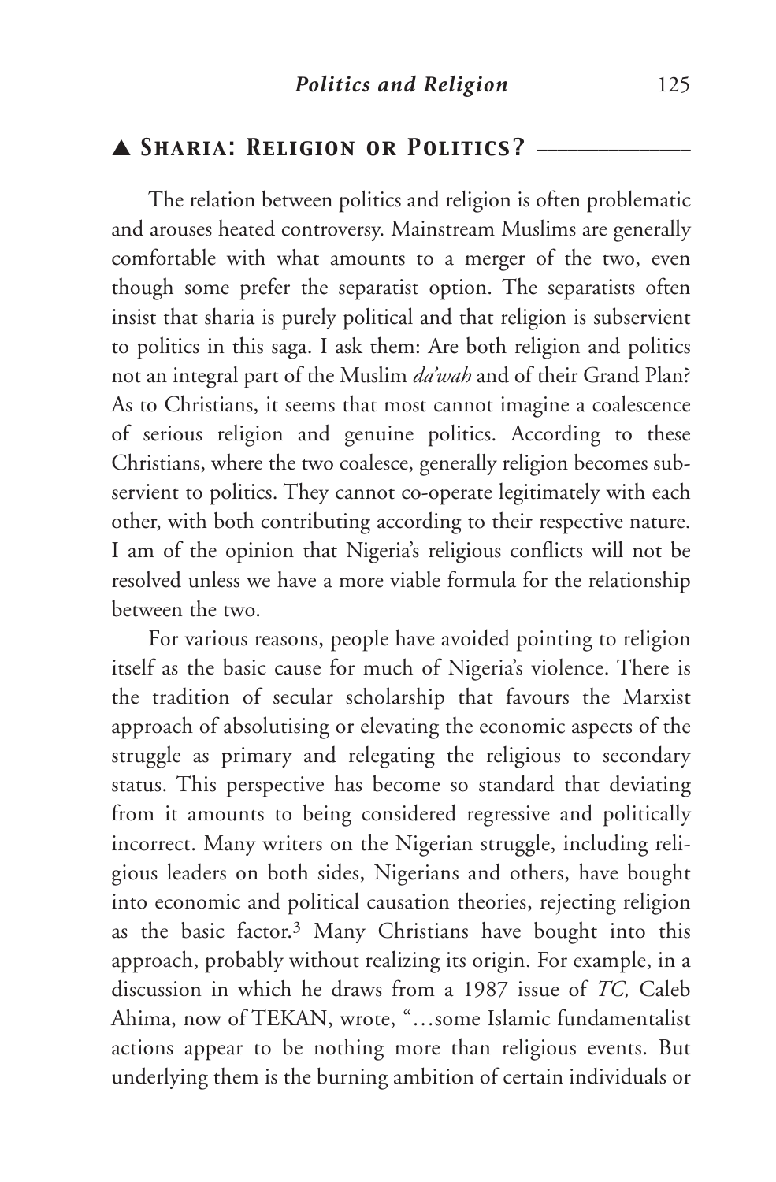## ▲ Sharia: Religion or Politics?

The relation between politics and religion is often problematic and arouses heated controversy. Mainstream Muslims are generally comfortable with what amounts to a merger of the two, even though some prefer the separatist option. The separatists often insist that sharia is purely political and that religion is subservient to politics in this saga. I ask them: Are both religion and politics not an integral part of the Muslim *da'wah* and of their Grand Plan? As to Christians, it seems that most cannot imagine a coalescence of serious religion and genuine politics. According to these Christians, where the two coalesce, generally religion becomes subservient to politics. They cannot co-operate legitimately with each other, with both contributing according to their respective nature. I am of the opinion that Nigeria's religious conflicts will not be resolved unless we have a more viable formula for the relationship between the two.

For various reasons, people have avoided pointing to religion itself as the basic cause for much of Nigeria's violence. There is the tradition of secular scholarship that favours the Marxist approach of absolutising or elevating the economic aspects of the struggle as primary and relegating the religious to secondary status. This perspective has become so standard that deviating from it amounts to being considered regressive and politically incorrect. Many writers on the Nigerian struggle, including religious leaders on both sides, Nigerians and others, have bought into economic and political causation theories, rejecting religion as the basic factor.[3] Many Christians have bought into this approach, probably without realizing its origin. For example, in a discussion in which he draws from a 1987 issue of *TC,* Caleb Ahima, now of TEKAN, wrote, "…some Islamic fundamentalist actions appear to be nothing more than religious events. But underlying them is the burning ambition of certain individuals or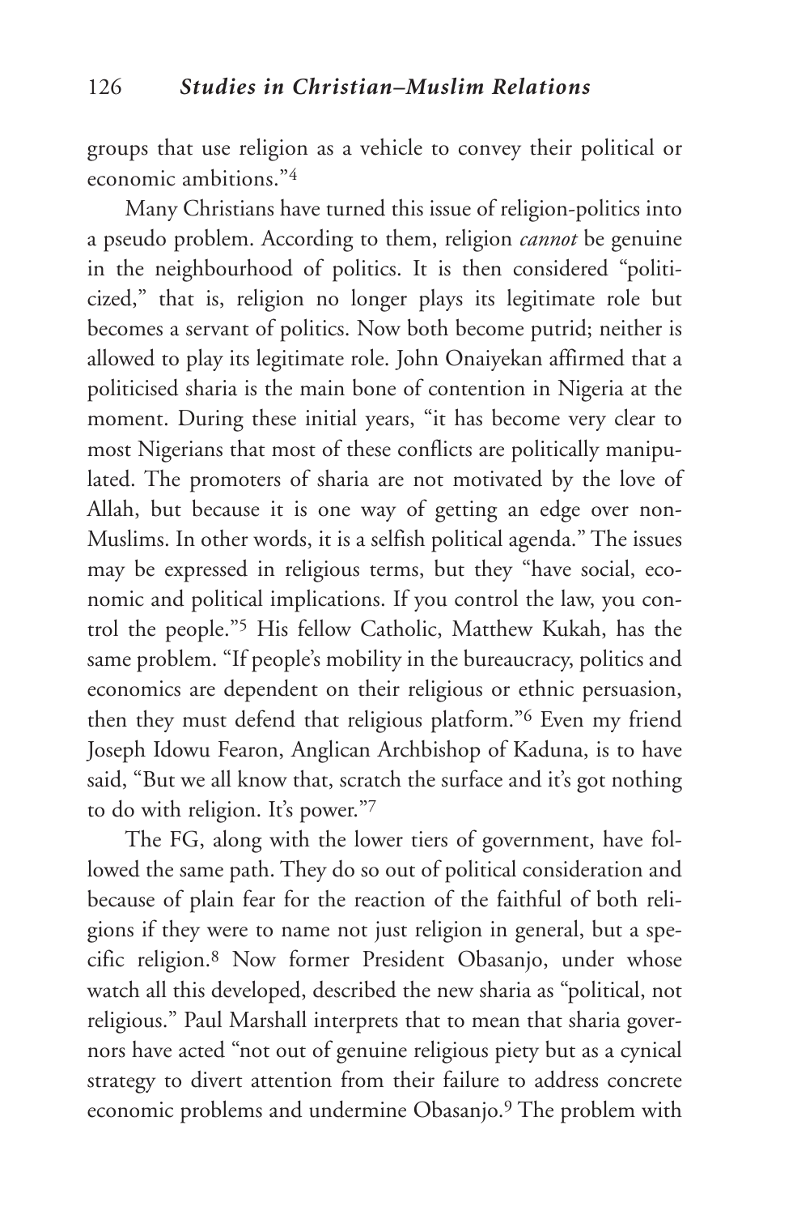groups that use religion as a vehicle to convey their political or economic ambitions."[4]

Many Christians have turned this issue of religion-politics into a pseudo problem. According to them, religion *cannot* be genuine in the neighbourhood of politics. It is then considered "politicized," that is, religion no longer plays its legitimate role but becomes a servant of politics. Now both become putrid; neither is allowed to play its legitimate role. John Onaiyekan affirmed that a politicised sharia is the main bone of contention in Nigeria at the moment. During these initial years, "it has become very clear to most Nigerians that most of these conflicts are politically manipulated. The promoters of sharia are not motivated by the love of Allah, but because it is one way of getting an edge over non-Muslims. In other words, it is a selfish political agenda." The issues may be expressed in religious terms, but they "have social, economic and political implications. If you control the law, you control the people."[5] His fellow Catholic, Matthew Kukah, has the same problem. "If people's mobility in the bureaucracy, politics and economics are dependent on their religious or ethnic persuasion, then they must defend that religious platform."[6] Even my friend Joseph Idowu Fearon, Anglican Archbishop of Kaduna, is to have said, "But we all know that, scratch the surface and it's got nothing to do with religion. It's power."[7]

The FG, along with the lower tiers of government, have followed the same path. They do so out of political consideration and because of plain fear for the reaction of the faithful of both religions if they were to name not just religion in general, but a specific religion.[8] Now former President Obasanjo, under whose watch all this developed, described the new sharia as "political, not religious." Paul Marshall interprets that to mean that sharia governors have acted "not out of genuine religious piety but as a cynical strategy to divert attention from their failure to address concrete economic problems and undermine Obasanjo.[9] The problem with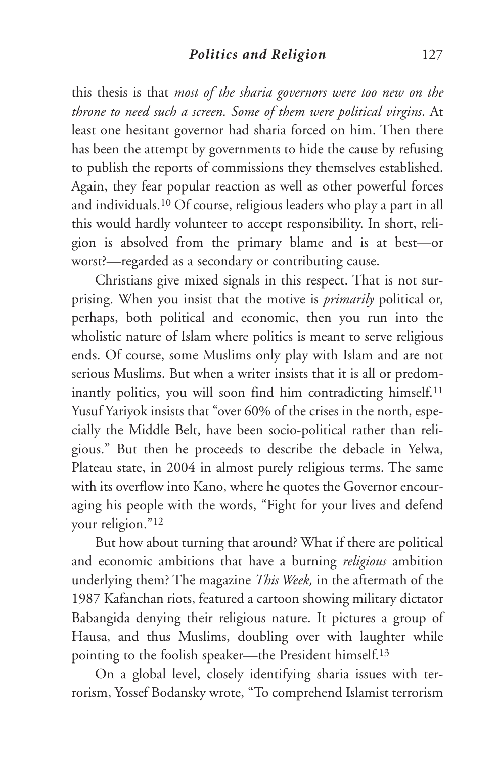this thesis is that *most of the sharia governors were too new on the throne to need such a screen. Some of them were political virgins*. At least one hesitant governor had sharia forced on him. Then there has been the attempt by governments to hide the cause by refusing to publish the reports of commissions they themselves established. Again, they fear popular reaction as well as other powerful forces and individuals.[10] Of course, religious leaders who play a part in all this would hardly volunteer to accept responsibility. In short, religion is absolved from the primary blame and is at best—or worst?—regarded as a secondary or contributing cause.

Christians give mixed signals in this respect. That is not surprising. When you insist that the motive is *primarily* political or, perhaps, both political and economic, then you run into the wholistic nature of Islam where politics is meant to serve religious ends. Of course, some Muslims only play with Islam and are not serious Muslims. But when a writer insists that it is all or predominantly politics, you will soon find him contradicting himself.[11] Yusuf Yariyok insists that "over 60% of the crises in the north, especially the Middle Belt, have been socio-political rather than religious." But then he proceeds to describe the debacle in Yelwa, Plateau state, in 2004 in almost purely religious terms. The same with its overflow into Kano, where he quotes the Governor encouraging his people with the words, "Fight for your lives and defend your religion."[12]

But how about turning that around? What if there are political and economic ambitions that have a burning *religious* ambition underlying them? The magazine *This Week,* in the aftermath of the 1987 Kafanchan riots, featured a cartoon showing military dictator Babangida denying their religious nature. It pictures a group of Hausa, and thus Muslims, doubling over with laughter while pointing to the foolish speaker—the President himself.[13]

On a global level, closely identifying sharia issues with terrorism, Yossef Bodansky wrote, "To comprehend Islamist terrorism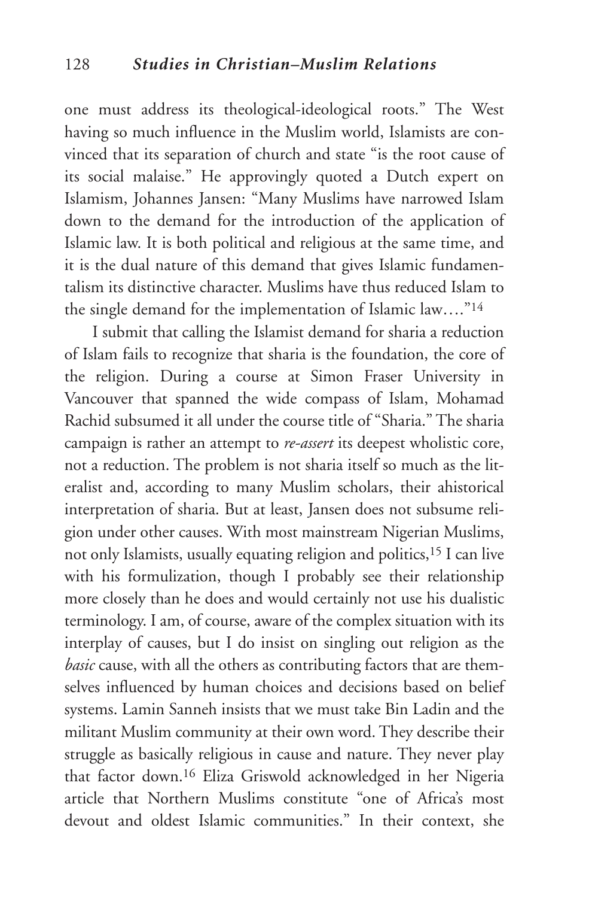one must address its theological-ideological roots." The West having so much influence in the Muslim world, Islamists are convinced that its separation of church and state "is the root cause of its social malaise." He approvingly quoted a Dutch expert on Islamism, Johannes Jansen: "Many Muslims have narrowed Islam down to the demand for the introduction of the application of Islamic law. It is both political and religious at the same time, and it is the dual nature of this demand that gives Islamic fundamentalism its distinctive character. Muslims have thus reduced Islam to the single demand for the implementation of Islamic law…."[14]

I submit that calling the Islamist demand for sharia a reduction of Islam fails to recognize that sharia is the foundation, the core of the religion. During a course at Simon Fraser University in Vancouver that spanned the wide compass of Islam, Mohamad Rachid subsumed it all under the course title of "Sharia." The sharia campaign is rather an attempt to *re-assert* its deepest wholistic core, not a reduction. The problem is not sharia itself so much as the literalist and, according to many Muslim scholars, their ahistorical interpretation of sharia. But at least, Jansen does not subsume religion under other causes. With most mainstream Nigerian Muslims, not only Islamists, usually equating religion and politics,[15] I can live with his formulization, though I probably see their relationship more closely than he does and would certainly not use his dualistic terminology. I am, of course, aware of the complex situation with its interplay of causes, but I do insist on singling out religion as the *basic* cause, with all the others as contributing factors that are themselves influenced by human choices and decisions based on belief systems. Lamin Sanneh insists that we must take Bin Ladin and the militant Muslim community at their own word. They describe their struggle as basically religious in cause and nature. They never play that factor down.[16] Eliza Griswold acknowledged in her Nigeria article that Northern Muslims constitute "one of Africa's most devout and oldest Islamic communities." In their context, she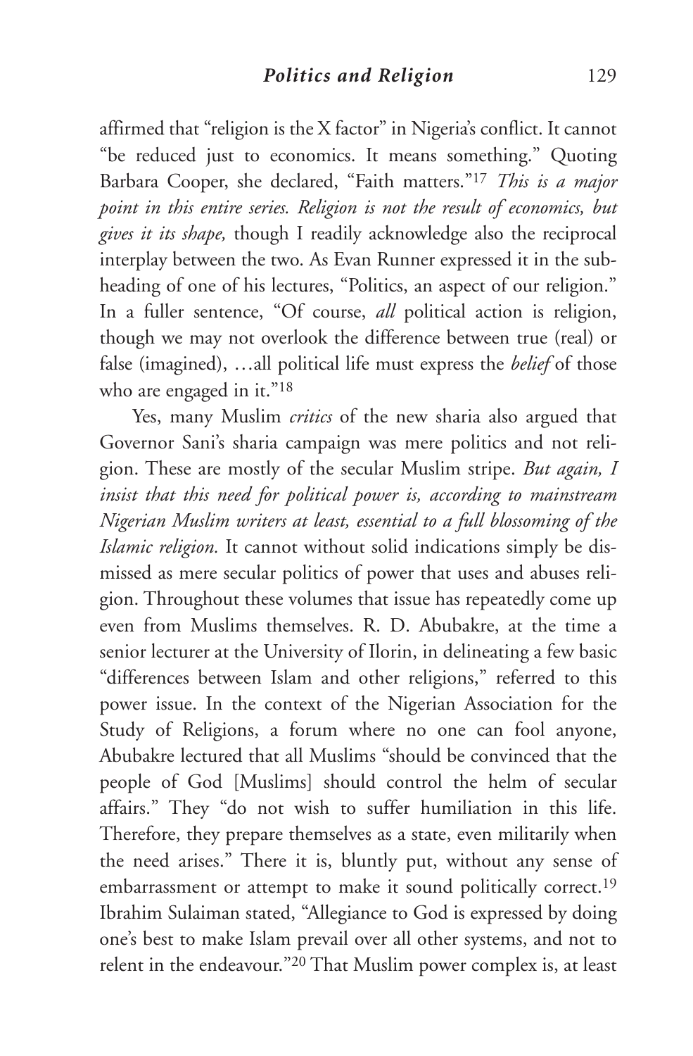affirmed that "religion is the X factor" in Nigeria's conflict. It cannot "be reduced just to economics. It means something." Quoting Barbara Cooper, she declared, "Faith matters."[17] *This is a major point in this entire series. Religion is not the result of economics, but gives it its shape,* though I readily acknowledge also the reciprocal interplay between the two. As Evan Runner expressed it in the subheading of one of his lectures, "Politics, an aspect of our religion." In a fuller sentence, "Of course, *all* political action is religion, though we may not overlook the difference between true (real) or false (imagined), …all political life must express the *belief* of those who are engaged in it."[18]

Yes, many Muslim *critics* of the new sharia also argued that Governor Sani's sharia campaign was mere politics and not religion. These are mostly of the secular Muslim stripe. *But again, I insist that this need for political power is, according to mainstream Nigerian Muslim writers at least, essential to a full blossoming of the Islamic religion.* It cannot without solid indications simply be dismissed as mere secular politics of power that uses and abuses religion. Throughout these volumes that issue has repeatedly come up even from Muslims themselves. R. D. Abubakre, at the time a senior lecturer at the University of Ilorin, in delineating a few basic "differences between Islam and other religions," referred to this power issue. In the context of the Nigerian Association for the Study of Religions, a forum where no one can fool anyone, Abubakre lectured that all Muslims "should be convinced that the people of God [Muslims] should control the helm of secular affairs." They "do not wish to suffer humiliation in this life. Therefore, they prepare themselves as a state, even militarily when the need arises." There it is, bluntly put, without any sense of embarrassment or attempt to make it sound politically correct.[19] Ibrahim Sulaiman stated, "Allegiance to God is expressed by doing one's best to make Islam prevail over all other systems, and not to relent in the endeavour."[20] That Muslim power complex is, at least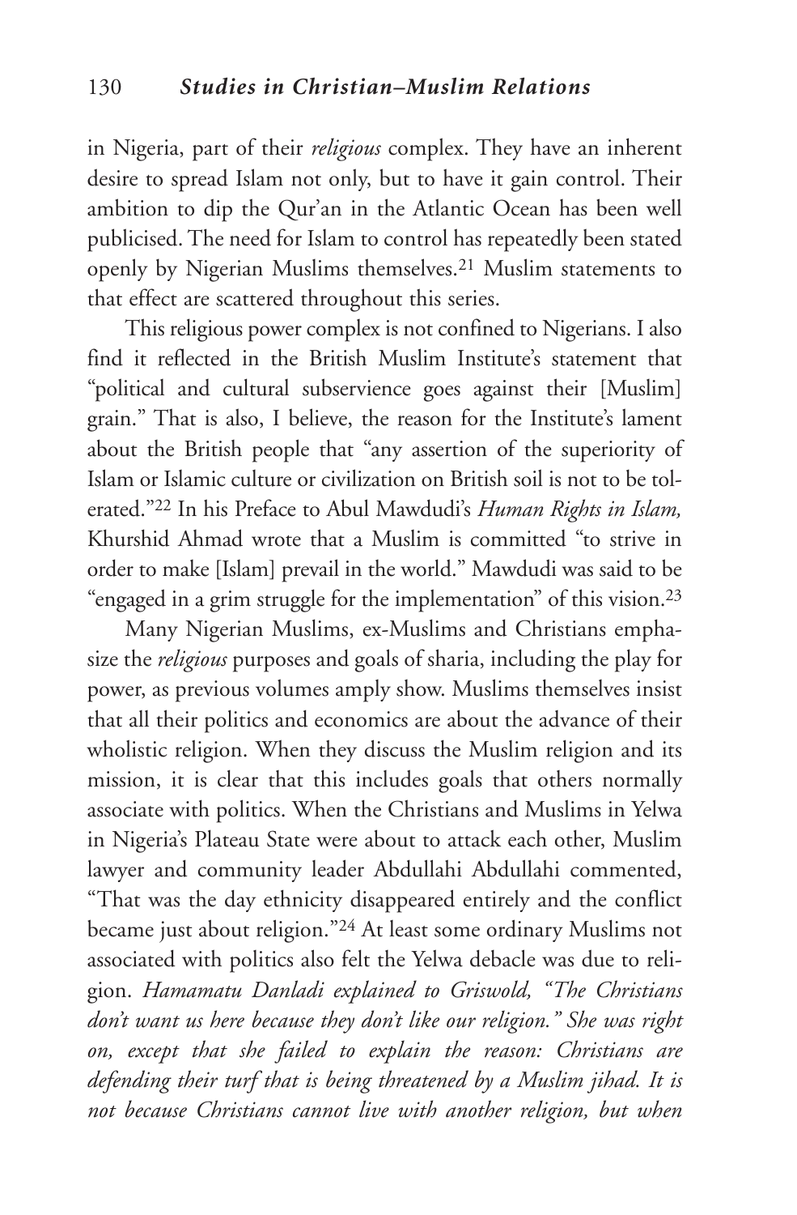in Nigeria, part of their *religious* complex. They have an inherent desire to spread Islam not only, but to have it gain control. Their ambition to dip the Qur'an in the Atlantic Ocean has been well publicised. The need for Islam to control has repeatedly been stated openly by Nigerian Muslims themselves.[21] Muslim statements to that effect are scattered throughout this series.

This religious power complex is not confined to Nigerians. I also find it reflected in the British Muslim Institute's statement that "political and cultural subservience goes against their [Muslim] grain." That is also, I believe, the reason for the Institute's lament about the British people that "any assertion of the superiority of Islam or Islamic culture or civilization on British soil is not to be tolerated."[22] In his Preface to Abul Mawdudi's *Human Rights in Islam,* Khurshid Ahmad wrote that a Muslim is committed "to strive in order to make [Islam] prevail in the world." Mawdudi was said to be "engaged in a grim struggle for the implementation" of this vision.[23]

Many Nigerian Muslims, ex-Muslims and Christians emphasize the *religious* purposes and goals of sharia, including the play for power, as previous volumes amply show. Muslims themselves insist that all their politics and economics are about the advance of their wholistic religion. When they discuss the Muslim religion and its mission, it is clear that this includes goals that others normally associate with politics. When the Christians and Muslims in Yelwa in Nigeria's Plateau State were about to attack each other, Muslim lawyer and community leader Abdullahi Abdullahi commented, "That was the day ethnicity disappeared entirely and the conflict became just about religion."[24] At least some ordinary Muslims not associated with politics also felt the Yelwa debacle was due to religion. *Hamamatu Danladi explained to Griswold, "The Christians don't want us here because they don't like our religion." She was right on, except that she failed to explain the reason: Christians are defending their turf that is being threatened by a Muslim jihad. It is not because Christians cannot live with another religion, but when*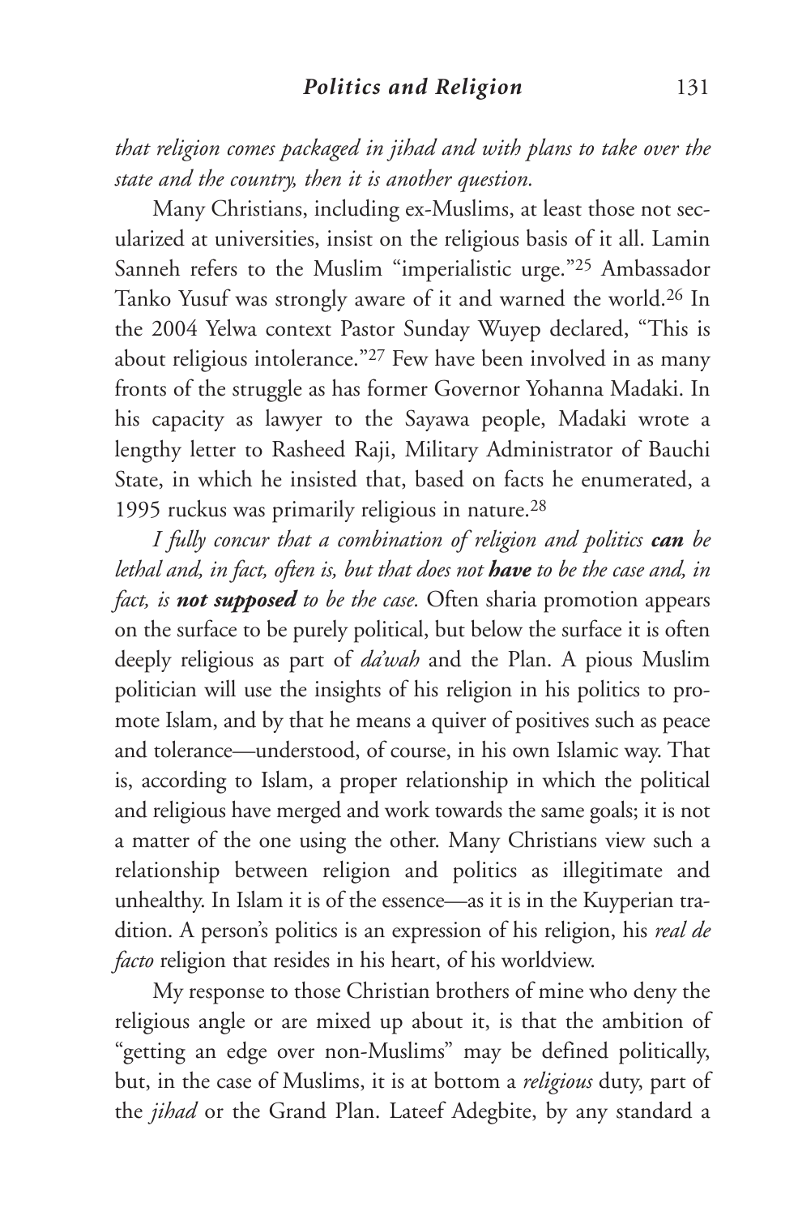*that religion comes packaged in jihad and with plans to take over the state and the country, then it is another question.*

Many Christians, including ex-Muslims, at least those not secularized at universities, insist on the religious basis of it all. Lamin Sanneh refers to the Muslim "imperialistic urge."[25] Ambassador Tanko Yusuf was strongly aware of it and warned the world.[26] In the 2004 Yelwa context Pastor Sunday Wuyep declared, "This is about religious intolerance."[27] Few have been involved in as many fronts of the struggle as has former Governor Yohanna Madaki. In his capacity as lawyer to the Sayawa people, Madaki wrote a lengthy letter to Rasheed Raji, Military Administrator of Bauchi State, in which he insisted that, based on facts he enumerated, a 1995 ruckus was primarily religious in nature.[28]

*I fully concur that a combination of religion and politics* ***can*** *be lethal and, in fact, often is, but that does not* ***have*** *to be the case and, in fact, is* ***not supposed*** *to be the case.* Often sharia promotion appears on the surface to be purely political, but below the surface it is often deeply religious as part of *da'wah* and the Plan. A pious Muslim politician will use the insights of his religion in his politics to promote Islam, and by that he means a quiver of positives such as peace and tolerance—understood, of course, in his own Islamic way. That is, according to Islam, a proper relationship in which the political and religious have merged and work towards the same goals; it is not a matter of the one using the other. Many Christians view such a relationship between religion and politics as illegitimate and unhealthy. In Islam it is of the essence—as it is in the Kuyperian tradition. A person's politics is an expression of his religion, his *real de facto* religion that resides in his heart, of his worldview.

My response to those Christian brothers of mine who deny the religious angle or are mixed up about it, is that the ambition of "getting an edge over non-Muslims" may be defined politically, but, in the case of Muslims, it is at bottom a *religious* duty, part of the *jihad* or the Grand Plan. Lateef Adegbite, by any standard a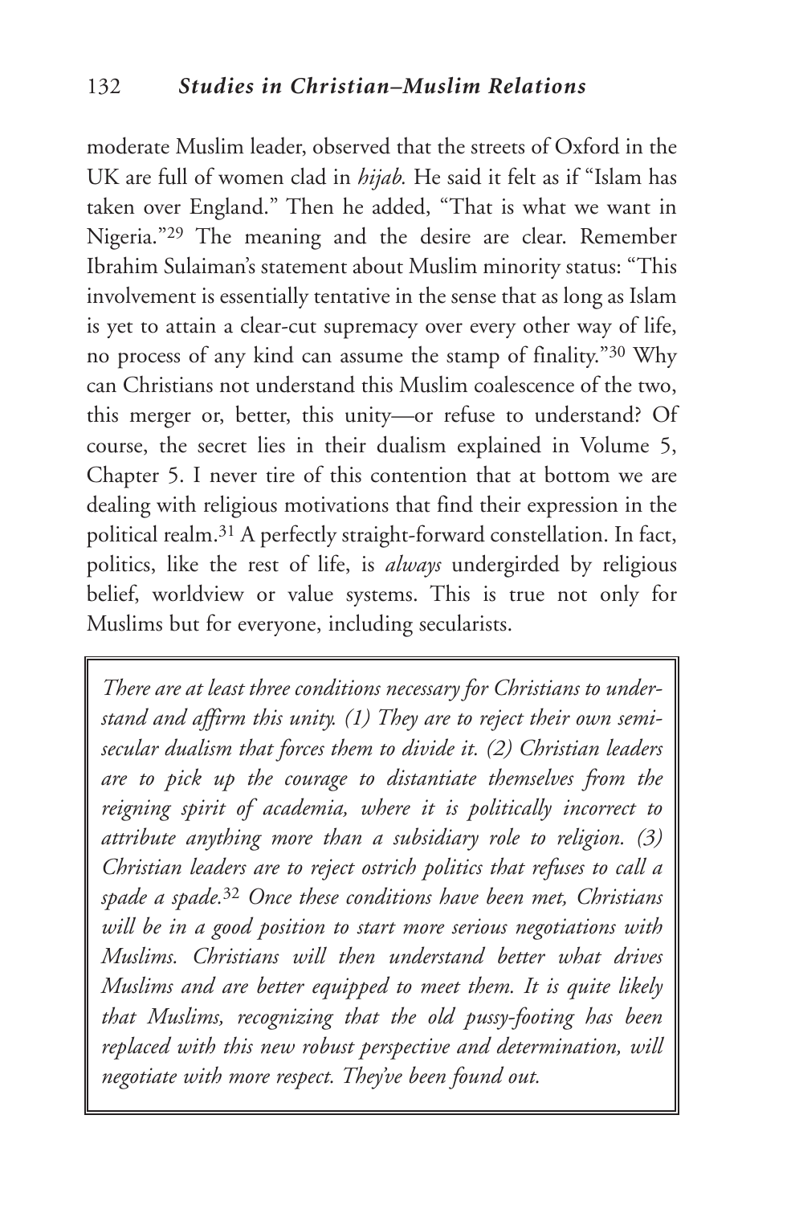moderate Muslim leader, observed that the streets of Oxford in the UK are full of women clad in *hijab.* He said it felt as if "Islam has taken over England." Then he added, "That is what we want in Nigeria."[29] The meaning and the desire are clear. Remember Ibrahim Sulaiman's statement about Muslim minority status: "This involvement is essentially tentative in the sense that as long as Islam is yet to attain a clear-cut supremacy over every other way of life, no process of any kind can assume the stamp of finality."[30] Why can Christians not understand this Muslim coalescence of the two, this merger or, better, this unity—or refuse to understand? Of course, the secret lies in their dualism explained in Volume 5, Chapter 5. I never tire of this contention that at bottom we are dealing with religious motivations that find their expression in the political realm.[31] A perfectly straight-forward constellation. In fact, politics, like the rest of life, is *always* undergirded by religious belief, worldview or value systems. This is true not only for Muslims but for everyone, including secularists.

> *There are at least three conditions necessary for Christians to understand and affirm this unity. (1) They are to reject their own semi-secular dualism that forces them to divide it. (2) Christian leaders are to pick up the courage to distantiate themselves from the reigning spirit of academia, where it is politically incorrect to attribute anything more than a subsidiary role to religion. (3) Christian leaders are to reject ostrich politics that refuses to call a spade a spade.*[32] *Once these conditions have been met, Christians will be in a good position to start more serious negotiations with Muslims. Christians will then understand better what drives Muslims and are better equipped to meet them. It is quite likely that Muslims, recognizing that the old pussy-footing has been replaced with this new robust perspective and determination, will negotiate with more respect. They've been found out.*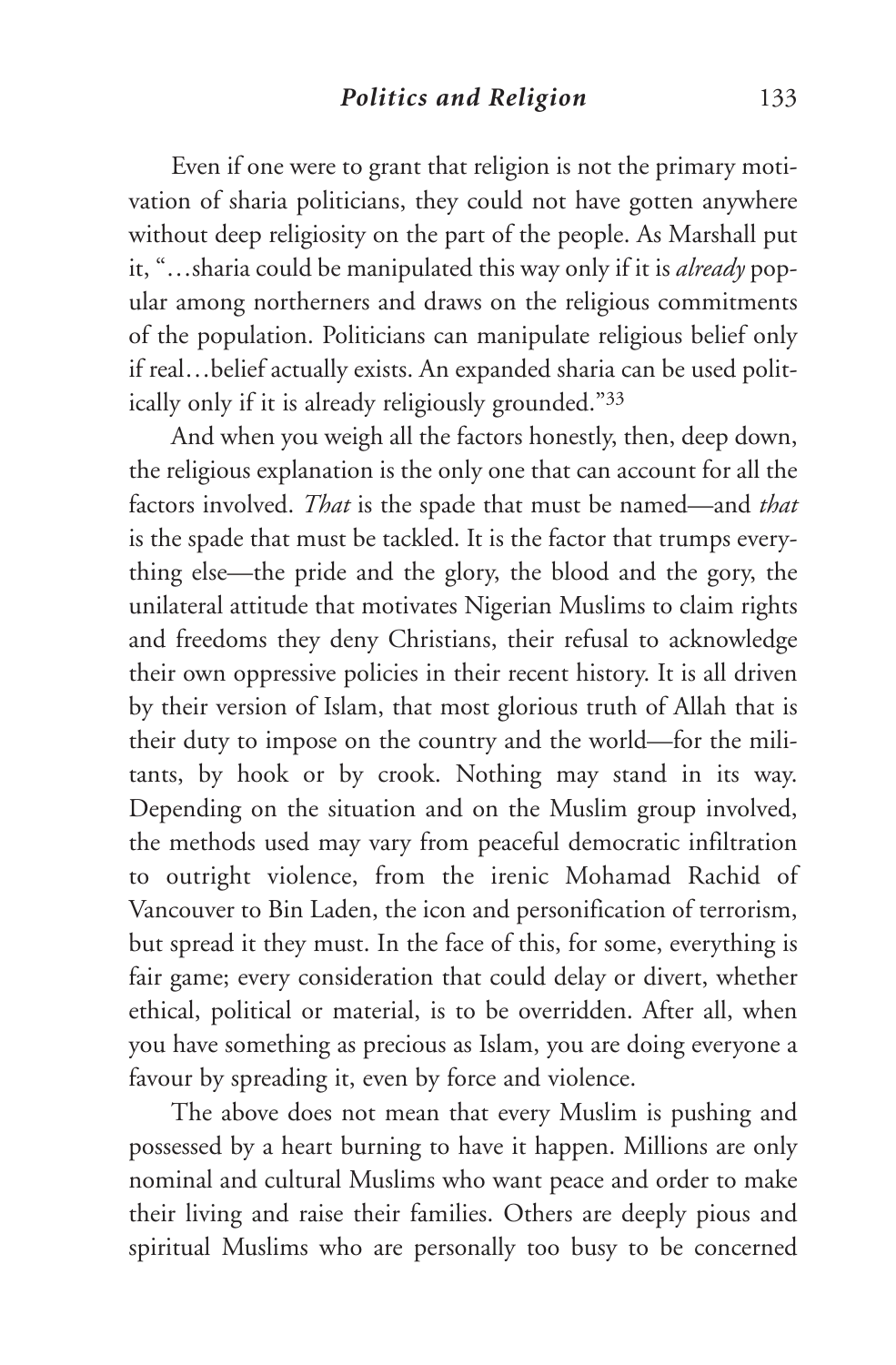Even if one were to grant that religion is not the primary motivation of sharia politicians, they could not have gotten anywhere without deep religiosity on the part of the people. As Marshall put it, "…sharia could be manipulated this way only if it is *already* popular among northerners and draws on the religious commitments of the population. Politicians can manipulate religious belief only if real…belief actually exists. An expanded sharia can be used politically only if it is already religiously grounded."[33]

And when you weigh all the factors honestly, then, deep down, the religious explanation is the only one that can account for all the factors involved. *That* is the spade that must be named—and *that* is the spade that must be tackled. It is the factor that trumps everything else—the pride and the glory, the blood and the gory, the unilateral attitude that motivates Nigerian Muslims to claim rights and freedoms they deny Christians, their refusal to acknowledge their own oppressive policies in their recent history. It is all driven by their version of Islam, that most glorious truth of Allah that is their duty to impose on the country and the world—for the militants, by hook or by crook. Nothing may stand in its way. Depending on the situation and on the Muslim group involved, the methods used may vary from peaceful democratic infiltration to outright violence, from the irenic Mohamad Rachid of Vancouver to Bin Laden, the icon and personification of terrorism, but spread it they must. In the face of this, for some, everything is fair game; every consideration that could delay or divert, whether ethical, political or material, is to be overridden. After all, when you have something as precious as Islam, you are doing everyone a favour by spreading it, even by force and violence.

The above does not mean that every Muslim is pushing and possessed by a heart burning to have it happen. Millions are only nominal and cultural Muslims who want peace and order to make their living and raise their families. Others are deeply pious and spiritual Muslims who are personally too busy to be concerned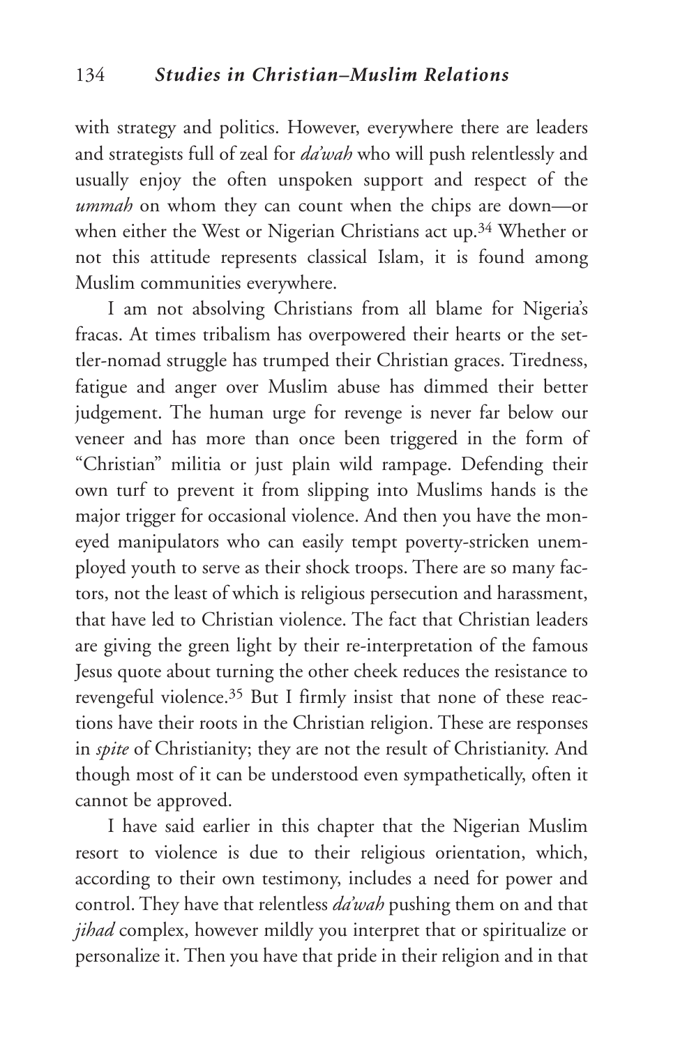with strategy and politics. However, everywhere there are leaders and strategists full of zeal for *da'wah* who will push relentlessly and usually enjoy the often unspoken support and respect of the *ummah* on whom they can count when the chips are down—or when either the West or Nigerian Christians act up.[34] Whether or not this attitude represents classical Islam, it is found among Muslim communities everywhere.

I am not absolving Christians from all blame for Nigeria's fracas. At times tribalism has overpowered their hearts or the settler-nomad struggle has trumped their Christian graces. Tiredness, fatigue and anger over Muslim abuse has dimmed their better judgement. The human urge for revenge is never far below our veneer and has more than once been triggered in the form of "Christian" militia or just plain wild rampage. Defending their own turf to prevent it from slipping into Muslims hands is the major trigger for occasional violence. And then you have the moneyed manipulators who can easily tempt poverty-stricken unemployed youth to serve as their shock troops. There are so many factors, not the least of which is religious persecution and harassment, that have led to Christian violence. The fact that Christian leaders are giving the green light by their re-interpretation of the famous Jesus quote about turning the other cheek reduces the resistance to revengeful violence.[35] But I firmly insist that none of these reactions have their roots in the Christian religion. These are responses in *spite* of Christianity; they are not the result of Christianity. And though most of it can be understood even sympathetically, often it cannot be approved.

I have said earlier in this chapter that the Nigerian Muslim resort to violence is due to their religious orientation, which, according to their own testimony, includes a need for power and control. They have that relentless *da'wah* pushing them on and that *jihad* complex, however mildly you interpret that or spiritualize or personalize it. Then you have that pride in their religion and in that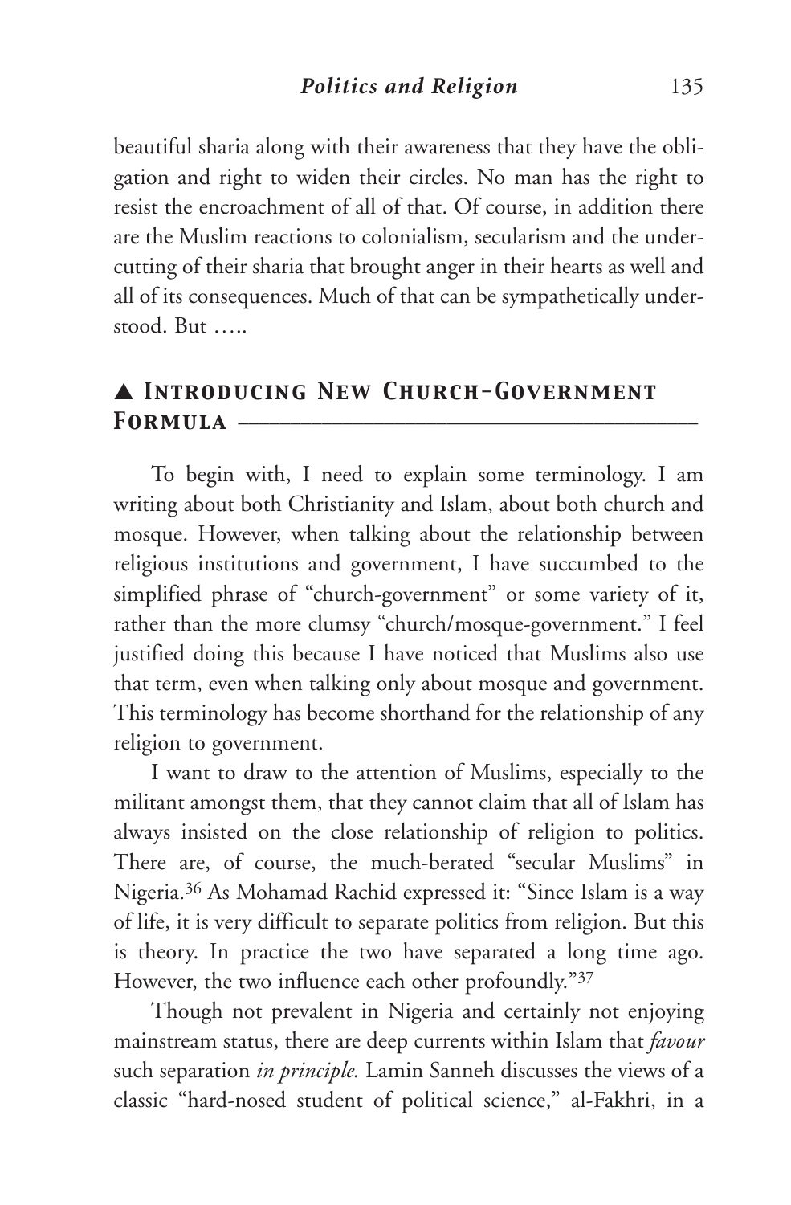beautiful sharia along with their awareness that they have the obligation and right to widen their circles. No man has the right to resist the encroachment of all of that. Of course, in addition there are the Muslim reactions to colonialism, secularism and the undercutting of their sharia that brought anger in their hearts as well and all of its consequences. Much of that can be sympathetically understood. But …..

## ▲ Introducing New Church-Government Formula

To begin with, I need to explain some terminology. I am writing about both Christianity and Islam, about both church and mosque. However, when talking about the relationship between religious institutions and government, I have succumbed to the simplified phrase of "church-government" or some variety of it, rather than the more clumsy "church/mosque-government." I feel justified doing this because I have noticed that Muslims also use that term, even when talking only about mosque and government. This terminology has become shorthand for the relationship of any religion to government.

I want to draw to the attention of Muslims, especially to the militant amongst them, that they cannot claim that all of Islam has always insisted on the close relationship of religion to politics. There are, of course, the much-berated "secular Muslims" in Nigeria.[36] As Mohamad Rachid expressed it: "Since Islam is a way of life, it is very difficult to separate politics from religion. But this is theory. In practice the two have separated a long time ago. However, the two influence each other profoundly."[37]

Though not prevalent in Nigeria and certainly not enjoying mainstream status, there are deep currents within Islam that *favour* such separation *in principle.* Lamin Sanneh discusses the views of a classic "hard-nosed student of political science," al-Fakhri, in a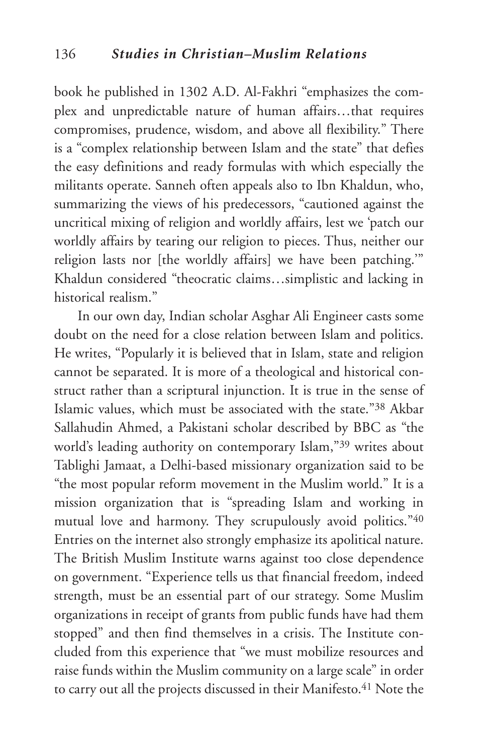book he published in 1302 A.D. Al-Fakhri "emphasizes the complex and unpredictable nature of human affairs…that requires compromises, prudence, wisdom, and above all flexibility." There is a "complex relationship between Islam and the state" that defies the easy definitions and ready formulas with which especially the militants operate. Sanneh often appeals also to Ibn Khaldun, who, summarizing the views of his predecessors, "cautioned against the uncritical mixing of religion and worldly affairs, lest we 'patch our worldly affairs by tearing our religion to pieces. Thus, neither our religion lasts nor [the worldly affairs] we have been patching.'" Khaldun considered "theocratic claims…simplistic and lacking in historical realism."

In our own day, Indian scholar Asghar Ali Engineer casts some doubt on the need for a close relation between Islam and politics. He writes, "Popularly it is believed that in Islam, state and religion cannot be separated. It is more of a theological and historical construct rather than a scriptural injunction. It is true in the sense of Islamic values, which must be associated with the state."[38] Akbar Sallahudin Ahmed, a Pakistani scholar described by BBC as "the world's leading authority on contemporary Islam,"[39] writes about Tablighi Jamaat, a Delhi-based missionary organization said to be "the most popular reform movement in the Muslim world." It is a mission organization that is "spreading Islam and working in mutual love and harmony. They scrupulously avoid politics."[40] Entries on the internet also strongly emphasize its apolitical nature. The British Muslim Institute warns against too close dependence on government. "Experience tells us that financial freedom, indeed strength, must be an essential part of our strategy. Some Muslim organizations in receipt of grants from public funds have had them stopped" and then find themselves in a crisis. The Institute concluded from this experience that "we must mobilize resources and raise funds within the Muslim community on a large scale" in order to carry out all the projects discussed in their Manifesto.[41] Note the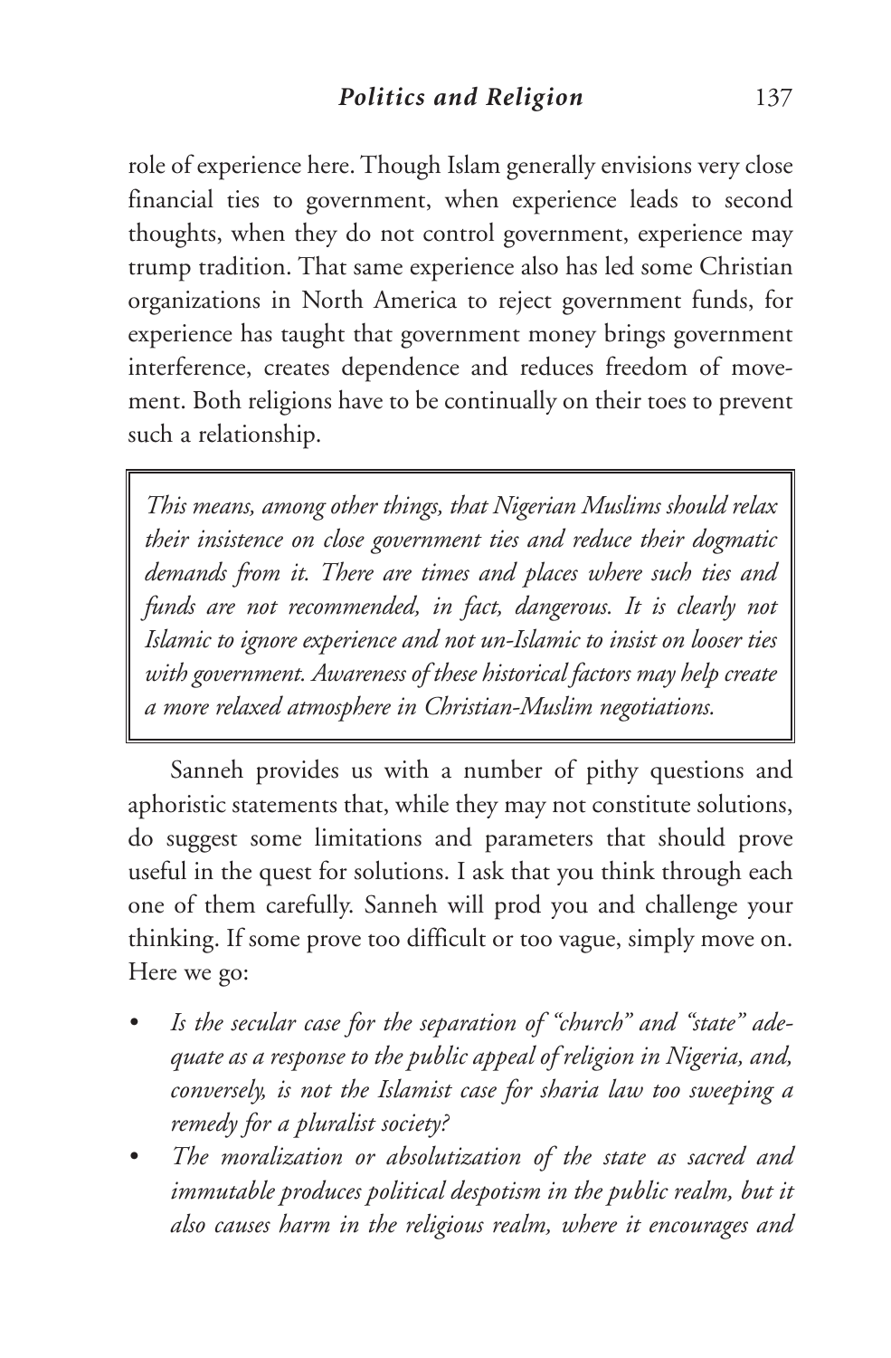role of experience here. Though Islam generally envisions very close financial ties to government, when experience leads to second thoughts, when they do not control government, experience may trump tradition. That same experience also has led some Christian organizations in North America to reject government funds, for experience has taught that government money brings government interference, creates dependence and reduces freedom of movement. Both religions have to be continually on their toes to prevent such a relationship.

> *This means, among other things, that Nigerian Muslims should relax their insistence on close government ties and reduce their dogmatic demands from it. There are times and places where such ties and funds are not recommended, in fact, dangerous. It is clearly not Islamic to ignore experience and not un-Islamic to insist on looser ties with government. Awareness of these historical factors may help create a more relaxed atmosphere in Christian-Muslim negotiations.*

Sanneh provides us with a number of pithy questions and aphoristic statements that, while they may not constitute solutions, do suggest some limitations and parameters that should prove useful in the quest for solutions. I ask that you think through each one of them carefully. Sanneh will prod you and challenge your thinking. If some prove too difficult or too vague, simply move on. Here we go:

- *Is the secular case for the separation of "church" and "state" adequate as a response to the public appeal of religion in Nigeria, and, conversely, is not the Islamist case for sharia law too sweeping a remedy for a pluralist society?*
- *The moralization or absolutization of the state as sacred and immutable produces political despotism in the public realm, but it also causes harm in the religious realm, where it encourages and*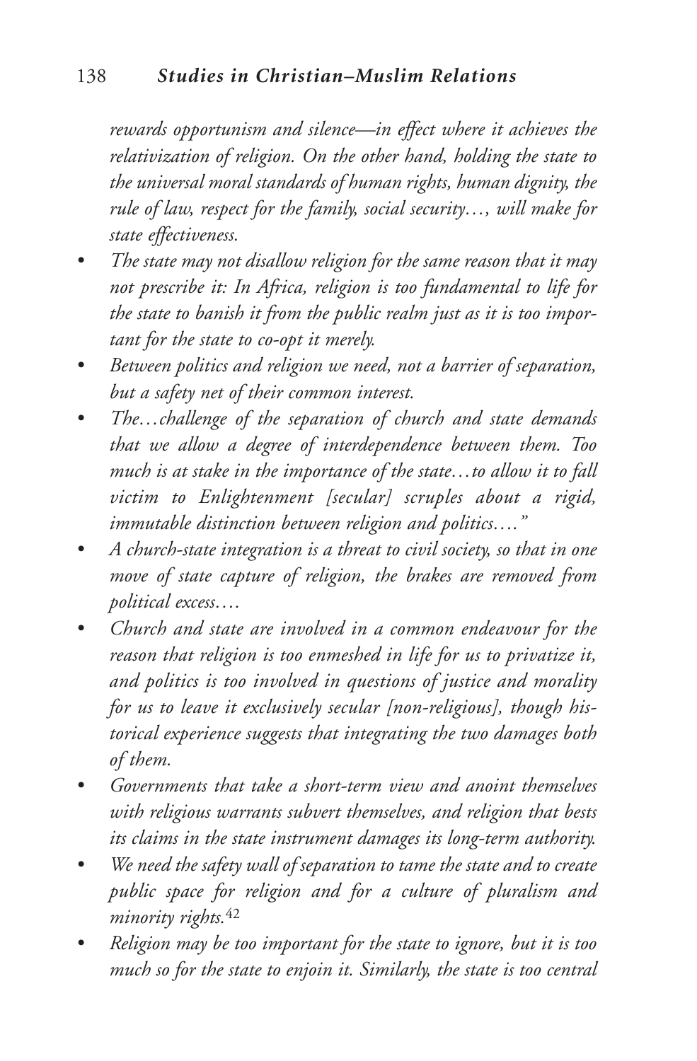*rewards opportunism and silence—in effect where it achieves the relativization of religion. On the other hand, holding the state to the universal moral standards of human rights, human dignity, the rule of law, respect for the family, social security…, will make for state effectiveness.*

- *The state may not disallow religion for the same reason that it may not prescribe it: In Africa, religion is too fundamental to life for the state to banish it from the public realm just as it is too important for the state to co-opt it merely.*
- *Between politics and religion we need, not a barrier of separation, but a safety net of their common interest.*
- *The…challenge of the separation of church and state demands that we allow a degree of interdependence between them. Too much is at stake in the importance of the state…to allow it to fall victim to Enlightenment [secular] scruples about a rigid, immutable distinction between religion and politics…."*
- *A church-state integration is a threat to civil society, so that in one move of state capture of religion, the brakes are removed from political excess….*
- *Church and state are involved in a common endeavour for the reason that religion is too enmeshed in life for us to privatize it, and politics is too involved in questions of justice and morality for us to leave it exclusively secular [non-religious], though historical experience suggests that integrating the two damages both of them.*
- *Governments that take a short-term view and anoint themselves with religious warrants subvert themselves, and religion that bests its claims in the state instrument damages its long-term authority.*
- *We need the safety wall of separation to tame the state and to create public space for religion and for a culture of pluralism and minority rights.*[42]
- *Religion may be too important for the state to ignore, but it is too much so for the state to enjoin it. Similarly, the state is too central*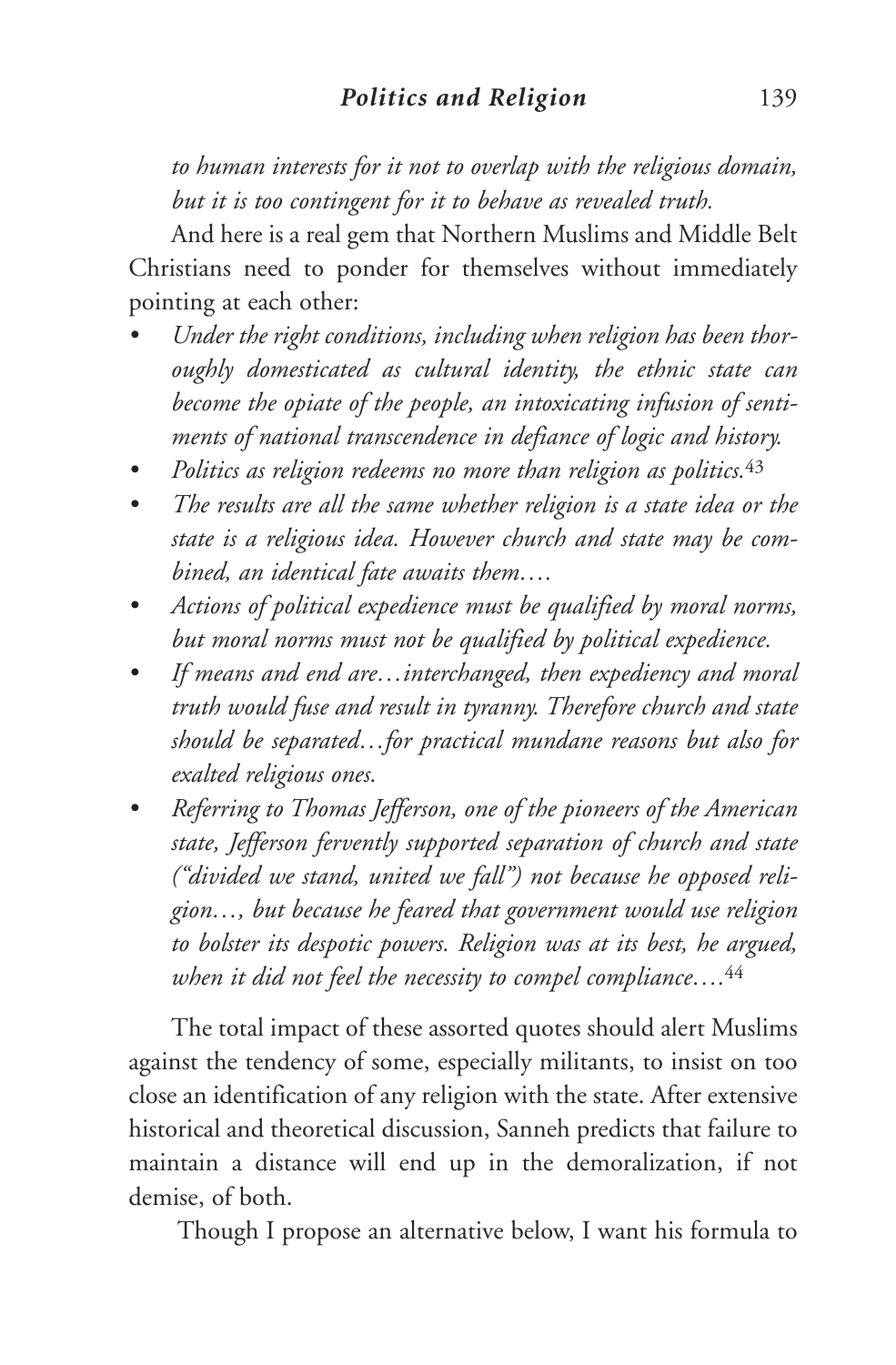*to human interests for it not to overlap with the religious domain, but it is too contingent for it to behave as revealed truth.*

And here is a real gem that Northern Muslims and Middle Belt Christians need to ponder for themselves without immediately pointing at each other:

- *Under the right conditions, including when religion has been thoroughly domesticated as cultural identity, the ethnic state can become the opiate of the people, an intoxicating infusion of sentiments of national transcendence in defiance of logic and history.*
- *Politics as religion redeems no more than religion as politics.*[43]
- *The results are all the same whether religion is a state idea or the state is a religious idea. However church and state may be combined, an identical fate awaits them….*
- *Actions of political expedience must be qualified by moral norms, but moral norms must not be qualified by political expedience.*
- *If means and end are…interchanged, then expediency and moral truth would fuse and result in tyranny. Therefore church and state should be separated…for practical mundane reasons but also for exalted religious ones.*
- *Referring to Thomas Jefferson, one of the pioneers of the American state, Jefferson fervently supported separation of church and state ("divided we stand, united we fall") not because he opposed religion…, but because he feared that government would use religion to bolster its despotic powers. Religion was at its best, he argued, when it did not feel the necessity to compel compliance….*[44]

The total impact of these assorted quotes should alert Muslims against the tendency of some, especially militants, to insist on too close an identification of any religion with the state. After extensive historical and theoretical discussion, Sanneh predicts that failure to maintain a distance will end up in the demoralization, if not demise, of both.

Though I propose an alternative below, I want his formula to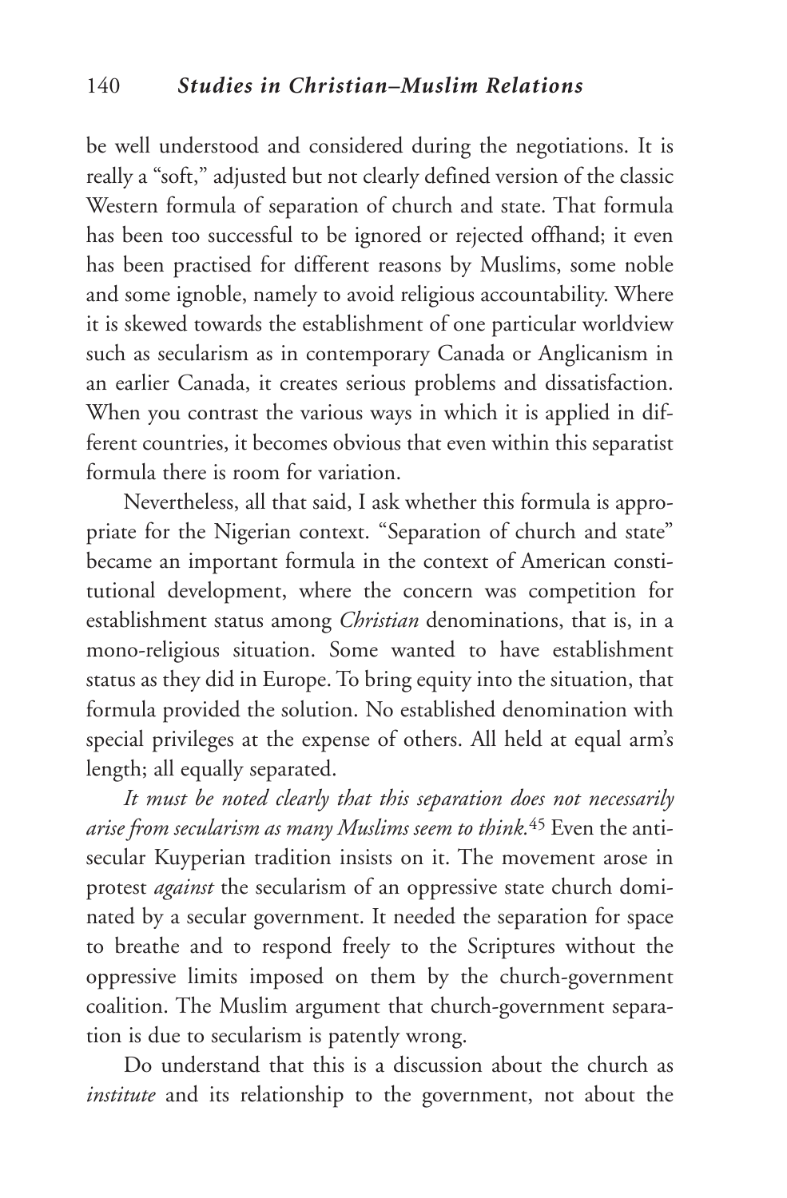be well understood and considered during the negotiations. It is really a "soft," adjusted but not clearly defined version of the classic Western formula of separation of church and state. That formula has been too successful to be ignored or rejected offhand; it even has been practised for different reasons by Muslims, some noble and some ignoble, namely to avoid religious accountability. Where it is skewed towards the establishment of one particular worldview such as secularism as in contemporary Canada or Anglicanism in an earlier Canada, it creates serious problems and dissatisfaction. When you contrast the various ways in which it is applied in different countries, it becomes obvious that even within this separatist formula there is room for variation.

Nevertheless, all that said, I ask whether this formula is appropriate for the Nigerian context. "Separation of church and state" became an important formula in the context of American constitutional development, where the concern was competition for establishment status among *Christian* denominations, that is, in a mono-religious situation. Some wanted to have establishment status as they did in Europe. To bring equity into the situation, that formula provided the solution. No established denomination with special privileges at the expense of others. All held at equal arm's length; all equally separated.

*It must be noted clearly that this separation does not necessarily arise from secularism as many Muslims seem to think.*[45] Even the anti-secular Kuyperian tradition insists on it. The movement arose in protest *against* the secularism of an oppressive state church dominated by a secular government. It needed the separation for space to breathe and to respond freely to the Scriptures without the oppressive limits imposed on them by the church-government coalition. The Muslim argument that church-government separation is due to secularism is patently wrong.

Do understand that this is a discussion about the church as *institute* and its relationship to the government, not about the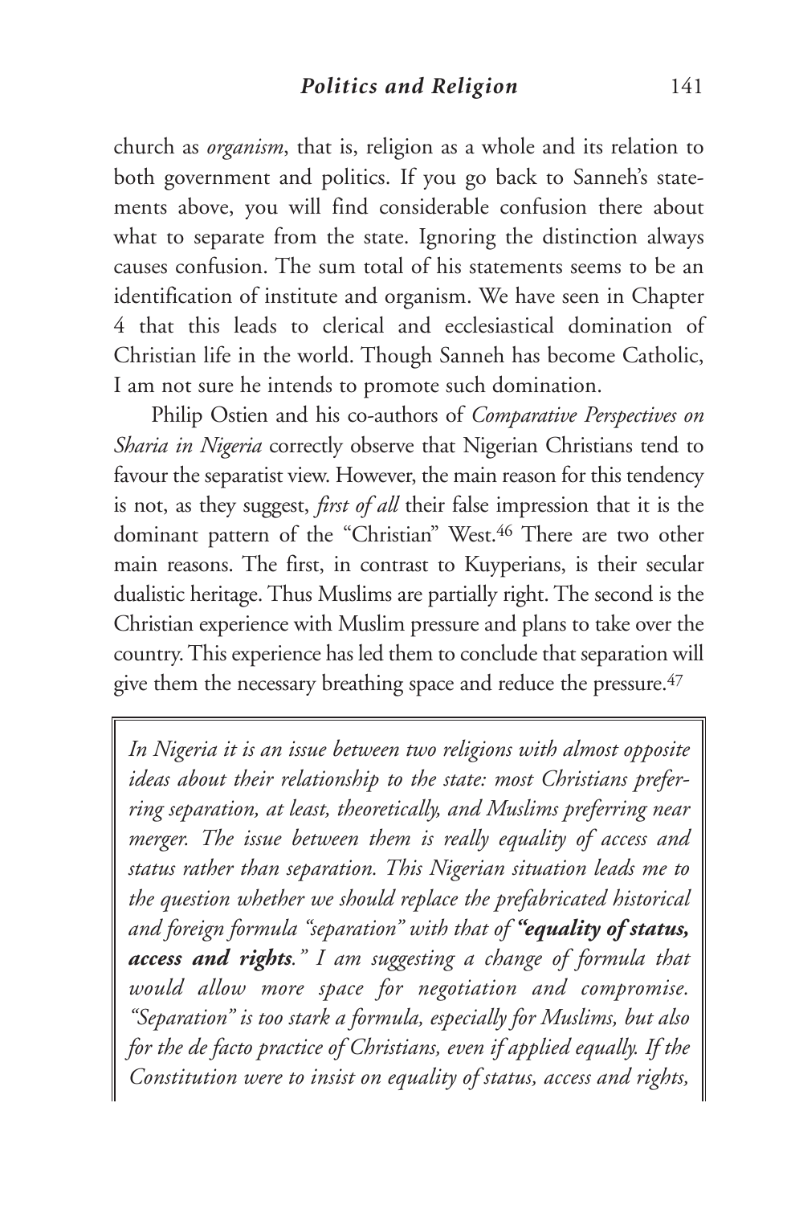church as *organism*, that is, religion as a whole and its relation to both government and politics. If you go back to Sanneh's statements above, you will find considerable confusion there about what to separate from the state. Ignoring the distinction always causes confusion. The sum total of his statements seems to be an identification of institute and organism. We have seen in Chapter 4 that this leads to clerical and ecclesiastical domination of Christian life in the world. Though Sanneh has become Catholic, I am not sure he intends to promote such domination.

Philip Ostien and his co-authors of *Comparative Perspectives on Sharia in Nigeria* correctly observe that Nigerian Christians tend to favour the separatist view. However, the main reason for this tendency is not, as they suggest, *first of all* their false impression that it is the dominant pattern of the "Christian" West.[46] There are two other main reasons. The first, in contrast to Kuyperians, is their secular dualistic heritage. Thus Muslims are partially right. The second is the Christian experience with Muslim pressure and plans to take over the country. This experience has led them to conclude that separation will give them the necessary breathing space and reduce the pressure.[47]

*In Nigeria it is an issue between two religions with almost opposite ideas about their relationship to the state: most Christians preferring separation, at least, theoretically, and Muslims preferring near merger. The issue between them is really equality of access and status rather than separation. This Nigerian situation leads me to the question whether we should replace the prefabricated historical and foreign formula "separation" with that of* ***"equality of status, access and rights****." I am suggesting a change of formula that would allow more space for negotiation and compromise. "Separation" is too stark a formula, especially for Muslims, but also for the de facto practice of Christians, even if applied equally. If the Constitution were to insist on equality of status, access and rights,*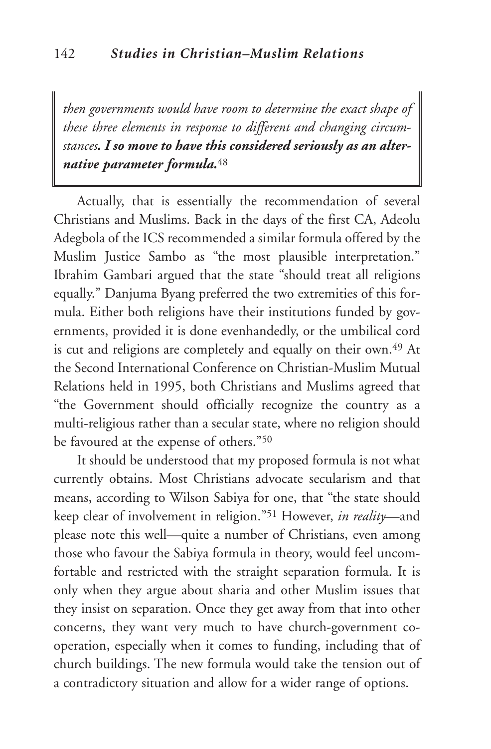> *then governments would have room to determine the exact shape of these three elements in response to different and changing circumstances. **I so move to have this considered seriously as an alternative parameter formula.***[48]

Actually, that is essentially the recommendation of several Christians and Muslims. Back in the days of the first CA, Adeolu Adegbola of the ICS recommended a similar formula offered by the Muslim Justice Sambo as "the most plausible interpretation." Ibrahim Gambari argued that the state "should treat all religions equally." Danjuma Byang preferred the two extremities of this formula. Either both religions have their institutions funded by governments, provided it is done evenhandedly, or the umbilical cord is cut and religions are completely and equally on their own.[49] At the Second International Conference on Christian-Muslim Mutual Relations held in 1995, both Christians and Muslims agreed that "the Government should officially recognize the country as a multi-religious rather than a secular state, where no religion should be favoured at the expense of others."[50]

It should be understood that my proposed formula is not what currently obtains. Most Christians advocate secularism and that means, according to Wilson Sabiya for one, that "the state should keep clear of involvement in religion."[51] However, *in reality*—and please note this well—quite a number of Christians, even among those who favour the Sabiya formula in theory, would feel uncomfortable and restricted with the straight separation formula. It is only when they argue about sharia and other Muslim issues that they insist on separation. Once they get away from that into other concerns, they want very much to have church-government cooperation, especially when it comes to funding, including that of church buildings. The new formula would take the tension out of a contradictory situation and allow for a wider range of options.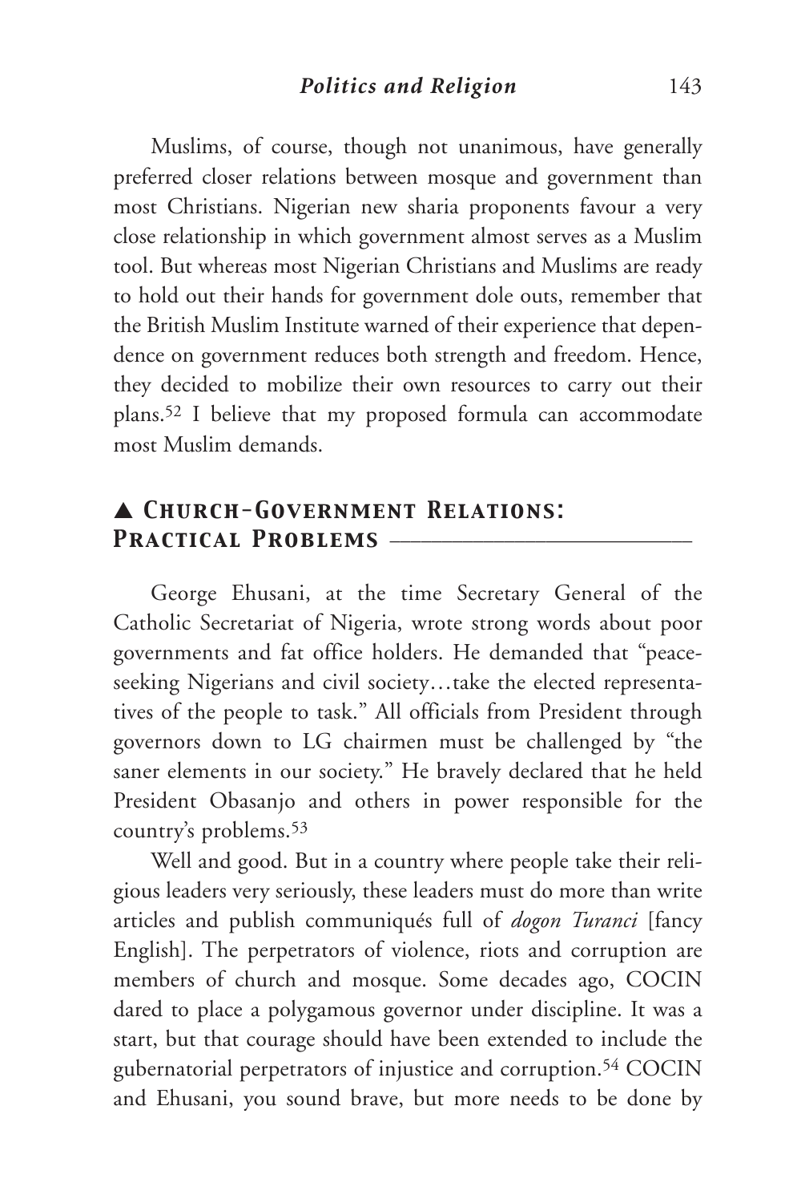Muslims, of course, though not unanimous, have generally preferred closer relations between mosque and government than most Christians. Nigerian new sharia proponents favour a very close relationship in which government almost serves as a Muslim tool. But whereas most Nigerian Christians and Muslims are ready to hold out their hands for government dole outs, remember that the British Muslim Institute warned of their experience that dependence on government reduces both strength and freedom. Hence, they decided to mobilize their own resources to carry out their plans.[52] I believe that my proposed formula can accommodate most Muslim demands.

## ▲ Church-Government Relations: Practical Problems

George Ehusani, at the time Secretary General of the Catholic Secretariat of Nigeria, wrote strong words about poor governments and fat office holders. He demanded that "peace-seeking Nigerians and civil society…take the elected representatives of the people to task." All officials from President through governors down to LG chairmen must be challenged by "the saner elements in our society." He bravely declared that he held President Obasanjo and others in power responsible for the country's problems.[53]

Well and good. But in a country where people take their religious leaders very seriously, these leaders must do more than write articles and publish communiqués full of *dogon Turanci* [fancy English]. The perpetrators of violence, riots and corruption are members of church and mosque. Some decades ago, COCIN dared to place a polygamous governor under discipline. It was a start, but that courage should have been extended to include the gubernatorial perpetrators of injustice and corruption.[54] COCIN and Ehusani, you sound brave, but more needs to be done by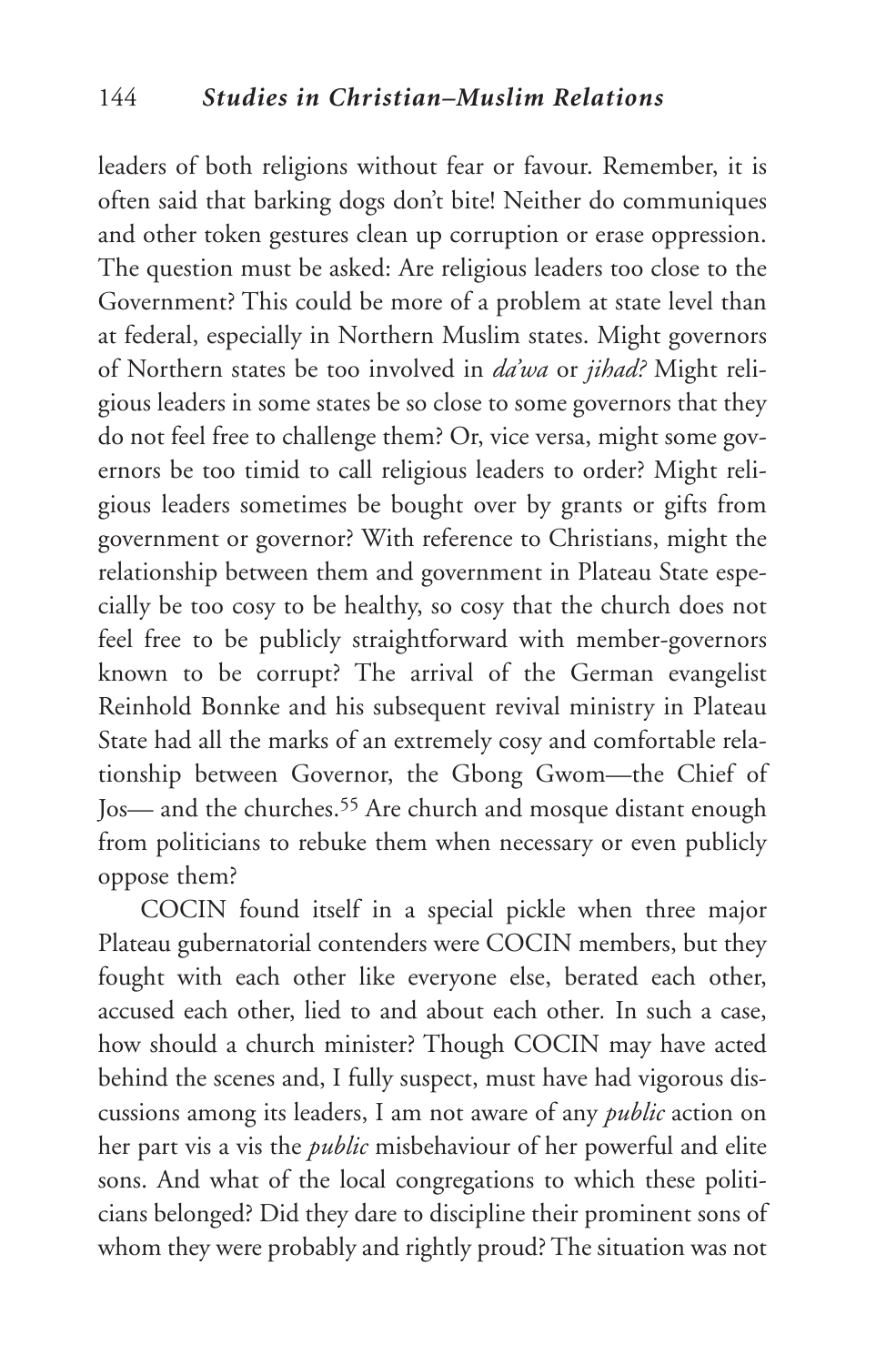leaders of both religions without fear or favour. Remember, it is often said that barking dogs don't bite! Neither do communiques and other token gestures clean up corruption or erase oppression. The question must be asked: Are religious leaders too close to the Government? This could be more of a problem at state level than at federal, especially in Northern Muslim states. Might governors of Northern states be too involved in *da'wa* or *jihad*? Might religious leaders in some states be so close to some governors that they do not feel free to challenge them? Or, vice versa, might some governors be too timid to call religious leaders to order? Might religious leaders sometimes be bought over by grants or gifts from government or governor? With reference to Christians, might the relationship between them and government in Plateau State especially be too cosy to be healthy, so cosy that the church does not feel free to be publicly straightforward with member-governors known to be corrupt? The arrival of the German evangelist Reinhold Bonnke and his subsequent revival ministry in Plateau State had all the marks of an extremely cosy and comfortable relationship between Governor, the Gbong Gwom—the Chief of Jos— and the churches.[55] Are church and mosque distant enough from politicians to rebuke them when necessary or even publicly oppose them?

COCIN found itself in a special pickle when three major Plateau gubernatorial contenders were COCIN members, but they fought with each other like everyone else, berated each other, accused each other, lied to and about each other. In such a case, how should a church minister? Though COCIN may have acted behind the scenes and, I fully suspect, must have had vigorous discussions among its leaders, I am not aware of any *public* action on her part vis a vis the *public* misbehaviour of her powerful and elite sons. And what of the local congregations to which these politicians belonged? Did they dare to discipline their prominent sons of whom they were probably and rightly proud? The situation was not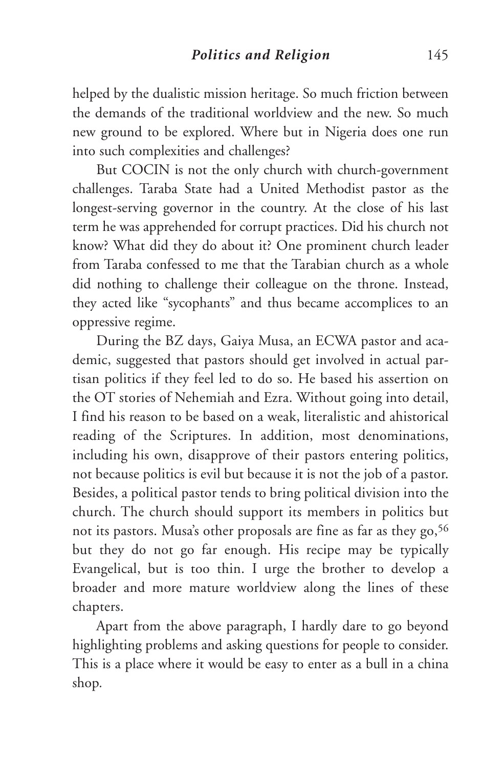helped by the dualistic mission heritage. So much friction between the demands of the traditional worldview and the new. So much new ground to be explored. Where but in Nigeria does one run into such complexities and challenges?

But COCIN is not the only church with church-government challenges. Taraba State had a United Methodist pastor as the longest-serving governor in the country. At the close of his last term he was apprehended for corrupt practices. Did his church not know? What did they do about it? One prominent church leader from Taraba confessed to me that the Tarabian church as a whole did nothing to challenge their colleague on the throne. Instead, they acted like "sycophants" and thus became accomplices to an oppressive regime.

During the BZ days, Gaiya Musa, an ECWA pastor and academic, suggested that pastors should get involved in actual partisan politics if they feel led to do so. He based his assertion on the OT stories of Nehemiah and Ezra. Without going into detail, I find his reason to be based on a weak, literalistic and ahistorical reading of the Scriptures. In addition, most denominations, including his own, disapprove of their pastors entering politics, not because politics is evil but because it is not the job of a pastor. Besides, a political pastor tends to bring political division into the church. The church should support its members in politics but not its pastors. Musa's other proposals are fine as far as they go,[56] but they do not go far enough. His recipe may be typically Evangelical, but is too thin. I urge the brother to develop a broader and more mature worldview along the lines of these chapters.

Apart from the above paragraph, I hardly dare to go beyond highlighting problems and asking questions for people to consider. This is a place where it would be easy to enter as a bull in a china shop.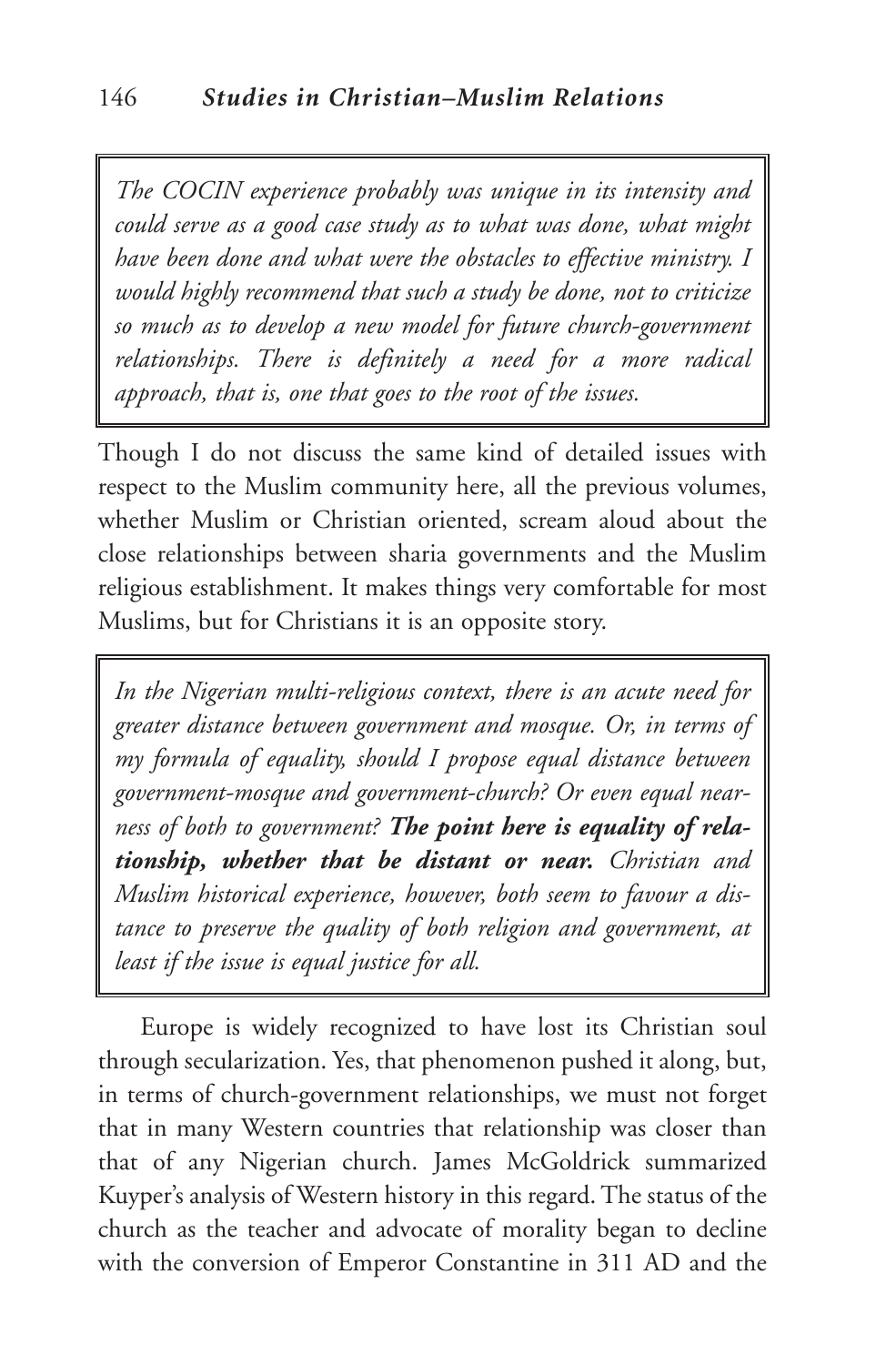> *The COCIN experience probably was unique in its intensity and could serve as a good case study as to what was done, what might have been done and what were the obstacles to effective ministry. I would highly recommend that such a study be done, not to criticize so much as to develop a new model for future church-government relationships. There is definitely a need for a more radical approach, that is, one that goes to the root of the issues.*

Though I do not discuss the same kind of detailed issues with respect to the Muslim community here, all the previous volumes, whether Muslim or Christian oriented, scream aloud about the close relationships between sharia governments and the Muslim religious establishment. It makes things very comfortable for most Muslims, but for Christians it is an opposite story.

> *In the Nigerian multi-religious context, there is an acute need for greater distance between government and mosque. Or, in terms of my formula of equality, should I propose equal distance between government-mosque and government-church? Or even equal nearness of both to government?* ***The point here is equality of relationship, whether that be distant or near.*** *Christian and Muslim historical experience, however, both seem to favour a distance to preserve the quality of both religion and government, at least if the issue is equal justice for all.*

Europe is widely recognized to have lost its Christian soul through secularization. Yes, that phenomenon pushed it along, but, in terms of church-government relationships, we must not forget that in many Western countries that relationship was closer than that of any Nigerian church. James McGoldrick summarized Kuyper's analysis of Western history in this regard. The status of the church as the teacher and advocate of morality began to decline with the conversion of Emperor Constantine in 311 AD and the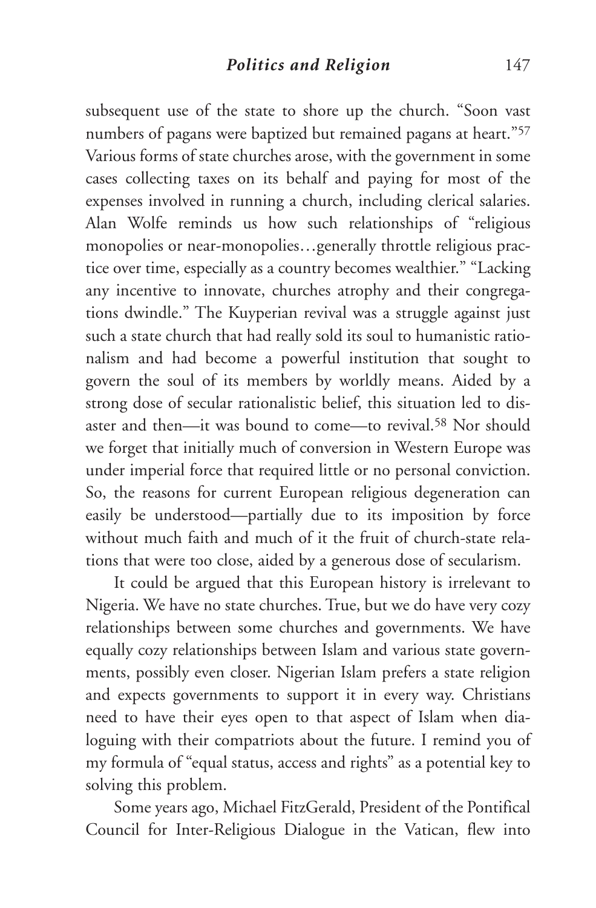subsequent use of the state to shore up the church. "Soon vast numbers of pagans were baptized but remained pagans at heart."[57] Various forms of state churches arose, with the government in some cases collecting taxes on its behalf and paying for most of the expenses involved in running a church, including clerical salaries. Alan Wolfe reminds us how such relationships of "religious monopolies or near-monopolies…generally throttle religious practice over time, especially as a country becomes wealthier." "Lacking any incentive to innovate, churches atrophy and their congregations dwindle." The Kuyperian revival was a struggle against just such a state church that had really sold its soul to humanistic rationalism and had become a powerful institution that sought to govern the soul of its members by worldly means. Aided by a strong dose of secular rationalistic belief, this situation led to disaster and then—it was bound to come—to revival.[58] Nor should we forget that initially much of conversion in Western Europe was under imperial force that required little or no personal conviction. So, the reasons for current European religious degeneration can easily be understood—partially due to its imposition by force without much faith and much of it the fruit of church-state relations that were too close, aided by a generous dose of secularism.

It could be argued that this European history is irrelevant to Nigeria. We have no state churches. True, but we do have very cozy relationships between some churches and governments. We have equally cozy relationships between Islam and various state governments, possibly even closer. Nigerian Islam prefers a state religion and expects governments to support it in every way. Christians need to have their eyes open to that aspect of Islam when dialoguing with their compatriots about the future. I remind you of my formula of "equal status, access and rights" as a potential key to solving this problem.

Some years ago, Michael FitzGerald, President of the Pontifical Council for Inter-Religious Dialogue in the Vatican, flew into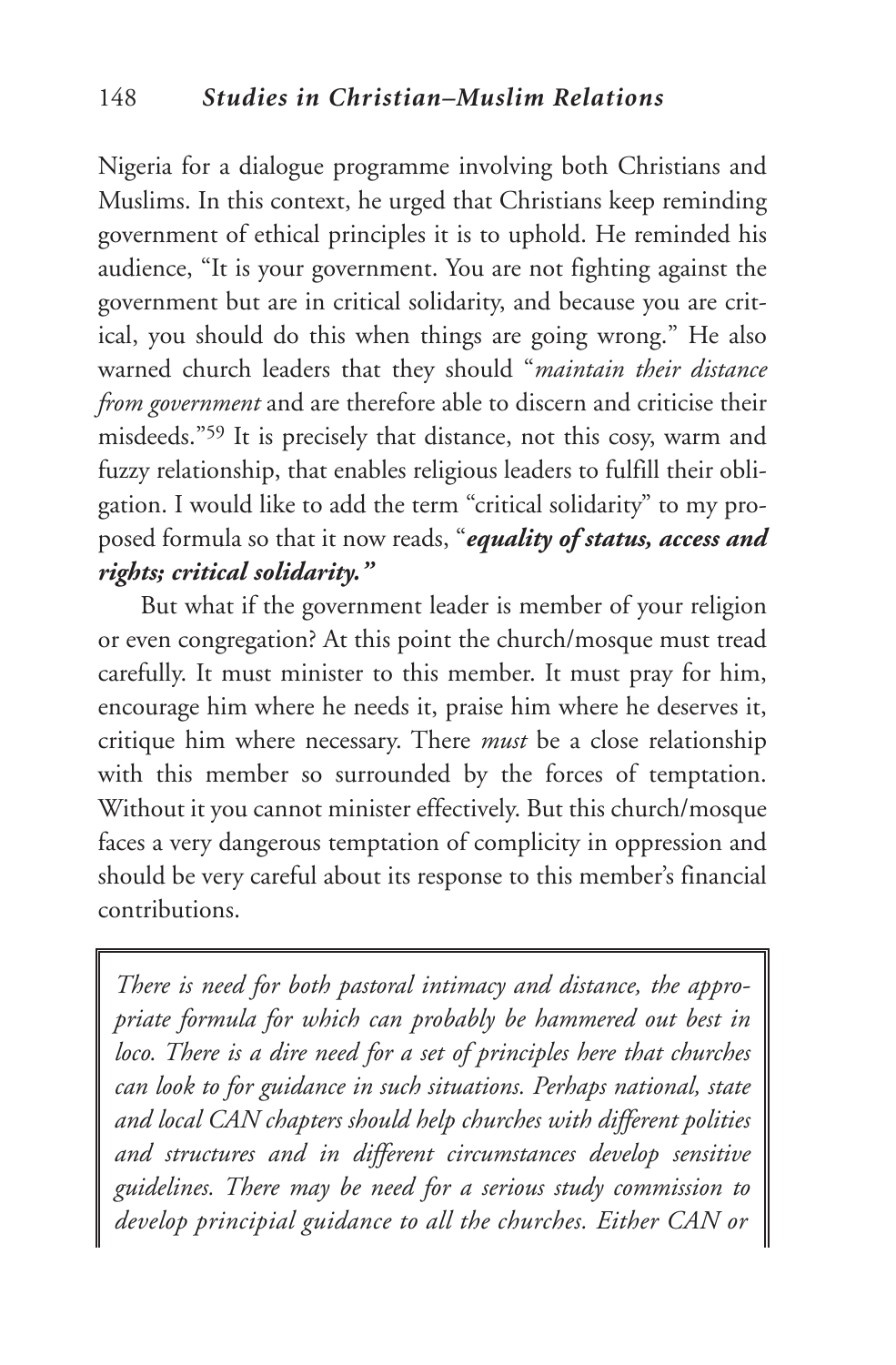Nigeria for a dialogue programme involving both Christians and Muslims. In this context, he urged that Christians keep reminding government of ethical principles it is to uphold. He reminded his audience, "It is your government. You are not fighting against the government but are in critical solidarity, and because you are critical, you should do this when things are going wrong." He also warned church leaders that they should "*maintain their distance from government* and are therefore able to discern and criticise their misdeeds."[59] It is precisely that distance, not this cosy, warm and fuzzy relationship, that enables religious leaders to fulfill their obligation. I would like to add the term "critical solidarity" to my proposed formula so that it now reads, "***equality of status, access and rights; critical solidarity.***"

But what if the government leader is member of your religion or even congregation? At this point the church/mosque must tread carefully. It must minister to this member. It must pray for him, encourage him where he needs it, praise him where he deserves it, critique him where necessary. There *must* be a close relationship with this member so surrounded by the forces of temptation. Without it you cannot minister effectively. But this church/mosque faces a very dangerous temptation of complicity in oppression and should be very careful about its response to this member's financial contributions.

> *There is need for both pastoral intimacy and distance, the appropriate formula for which can probably be hammered out best in loco. There is a dire need for a set of principles here that churches can look to for guidance in such situations. Perhaps national, state and local CAN chapters should help churches with different polities and structures and in different circumstances develop sensitive guidelines. There may be need for a serious study commission to develop principial guidance to all the churches. Either CAN or*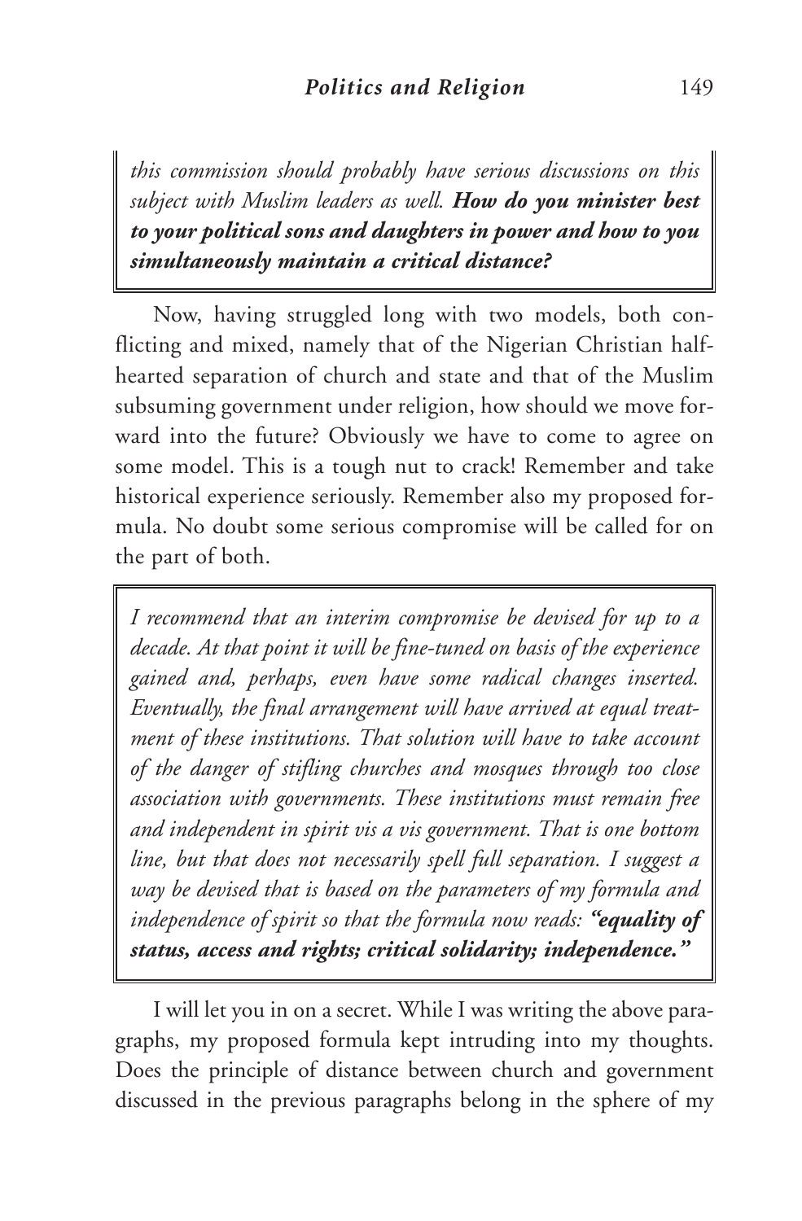*this commission should probably have serious discussions on this subject with Muslim leaders as well.* ***How do you minister best to your political sons and daughters in power and how to you simultaneously maintain a critical distance?***

Now, having struggled long with two models, both conflicting and mixed, namely that of the Nigerian Christian half-hearted separation of church and state and that of the Muslim subsuming government under religion, how should we move forward into the future? Obviously we have to come to agree on some model. This is a tough nut to crack! Remember and take historical experience seriously. Remember also my proposed formula. No doubt some serious compromise will be called for on the part of both.

*I recommend that an interim compromise be devised for up to a decade. At that point it will be fine-tuned on basis of the experience gained and, perhaps, even have some radical changes inserted. Eventually, the final arrangement will have arrived at equal treatment of these institutions. That solution will have to take account of the danger of stifling churches and mosques through too close association with governments. These institutions must remain free and independent in spirit vis a vis government. That is one bottom line, but that does not necessarily spell full separation. I suggest a way be devised that is based on the parameters of my formula and independence of spirit so that the formula now reads:* ***"equality of status, access and rights; critical solidarity; independence."***

I will let you in on a secret. While I was writing the above paragraphs, my proposed formula kept intruding into my thoughts. Does the principle of distance between church and government discussed in the previous paragraphs belong in the sphere of my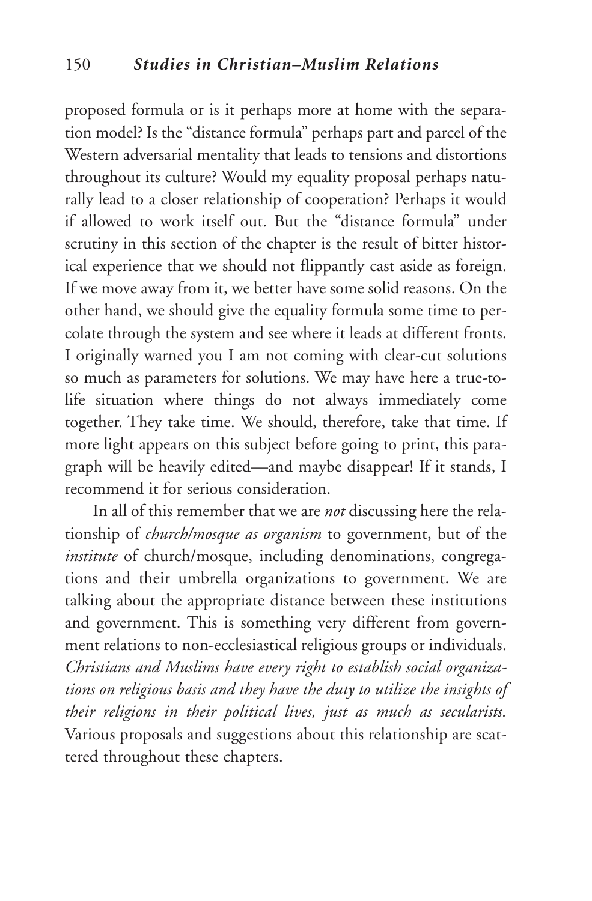proposed formula or is it perhaps more at home with the separation model? Is the "distance formula" perhaps part and parcel of the Western adversarial mentality that leads to tensions and distortions throughout its culture? Would my equality proposal perhaps naturally lead to a closer relationship of cooperation? Perhaps it would if allowed to work itself out. But the "distance formula" under scrutiny in this section of the chapter is the result of bitter historical experience that we should not flippantly cast aside as foreign. If we move away from it, we better have some solid reasons. On the other hand, we should give the equality formula some time to percolate through the system and see where it leads at different fronts. I originally warned you I am not coming with clear-cut solutions so much as parameters for solutions. We may have here a true-to-life situation where things do not always immediately come together. They take time. We should, therefore, take that time. If more light appears on this subject before going to print, this paragraph will be heavily edited—and maybe disappear! If it stands, I recommend it for serious consideration.

In all of this remember that we are *not* discussing here the relationship of *church/mosque as organism* to government, but of the *institute* of church/mosque, including denominations, congregations and their umbrella organizations to government. We are talking about the appropriate distance between these institutions and government. This is something very different from government relations to non-ecclesiastical religious groups or individuals. *Christians and Muslims have every right to establish social organizations on religious basis and they have the duty to utilize the insights of their religions in their political lives, just as much as secularists.* Various proposals and suggestions about this relationship are scattered throughout these chapters.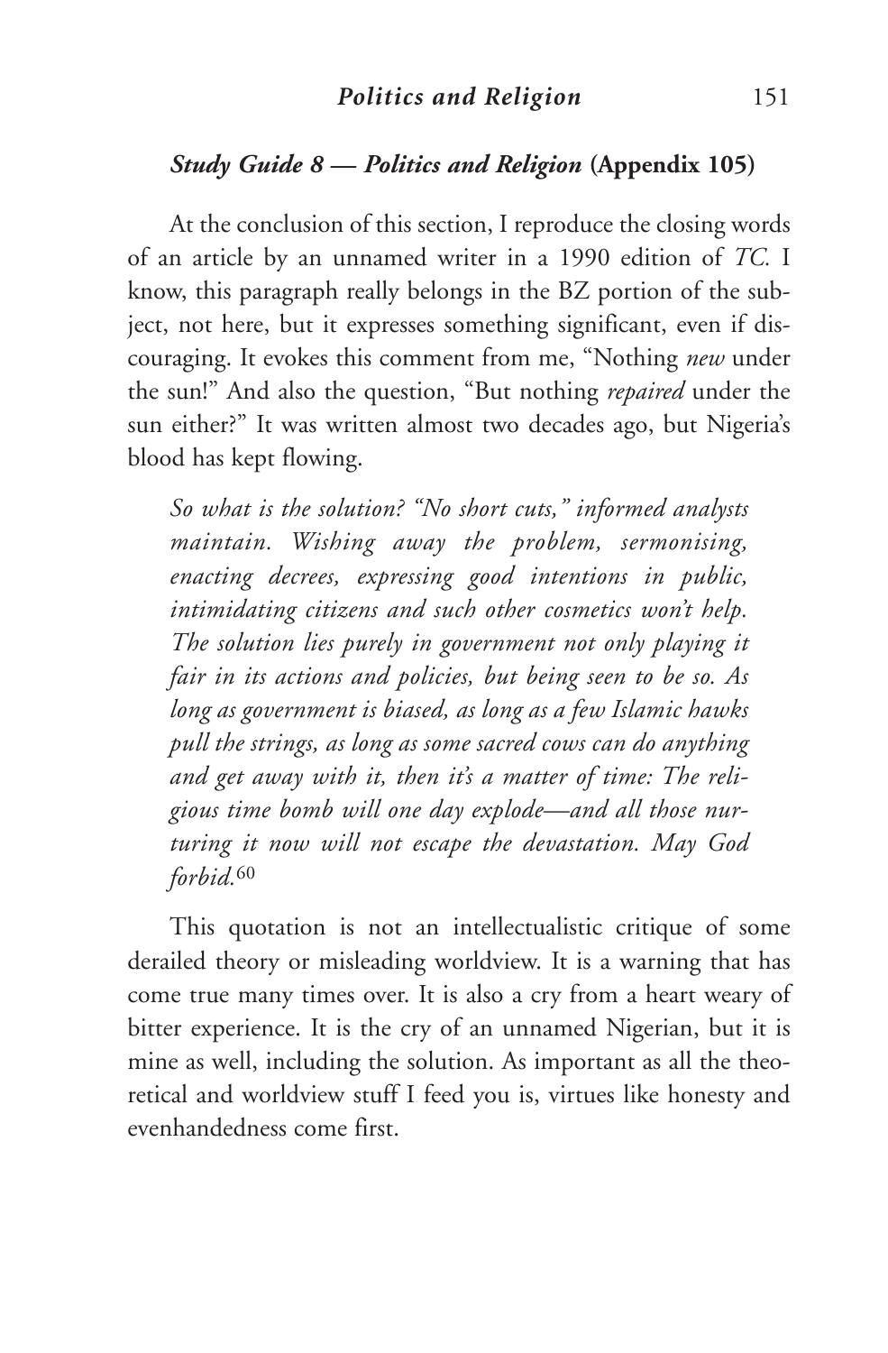### *Study Guide 8 — Politics and Religion* (Appendix 105)

At the conclusion of this section, I reproduce the closing words of an article by an unnamed writer in a 1990 edition of *TC.* I know, this paragraph really belongs in the BZ portion of the subject, not here, but it expresses something significant, even if discouraging. It evokes this comment from me, "Nothing *new* under the sun!" And also the question, "But nothing *repaired* under the sun either?" It was written almost two decades ago, but Nigeria's blood has kept flowing.

> *So what is the solution? "No short cuts," informed analysts maintain. Wishing away the problem, sermonising, enacting decrees, expressing good intentions in public, intimidating citizens and such other cosmetics won't help. The solution lies purely in government not only playing it fair in its actions and policies, but being seen to be so. As long as government is biased, as long as a few Islamic hawks pull the strings, as long as some sacred cows can do anything and get away with it, then it's a matter of time: The religious time bomb will one day explode—and all those nurturing it now will not escape the devastation. May God forbid.*[60]

This quotation is not an intellectualistic critique of some derailed theory or misleading worldview. It is a warning that has come true many times over. It is also a cry from a heart weary of bitter experience. It is the cry of an unnamed Nigerian, but it is mine as well, including the solution. As important as all the theoretical and worldview stuff I feed you is, virtues like honesty and evenhandedness come first.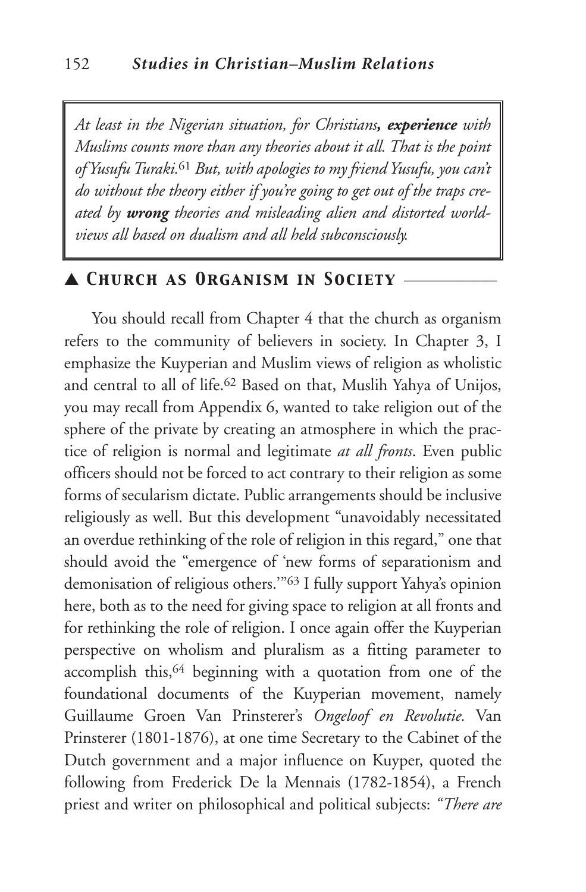*At least in the Nigerian situation, for Christians, **experience** with Muslims counts more than any theories about it all. That is the point of Yusufu Turaki.*[61] *But, with apologies to my friend Yusufu, you can't do without the theory either if you're going to get out of the traps created by **wrong** theories and misleading alien and distorted worldviews all based on dualism and all held subconsciously.*

## ▲ Church as Organism in Society

You should recall from Chapter 4 that the church as organism refers to the community of believers in society. In Chapter 3, I emphasize the Kuyperian and Muslim views of religion as wholistic and central to all of life.[62] Based on that, Muslih Yahya of Unijos, you may recall from Appendix 6, wanted to take religion out of the sphere of the private by creating an atmosphere in which the practice of religion is normal and legitimate *at all fronts*. Even public officers should not be forced to act contrary to their religion as some forms of secularism dictate. Public arrangements should be inclusive religiously as well. But this development "unavoidably necessitated an overdue rethinking of the role of religion in this regard," one that should avoid the "emergence of 'new forms of separationism and demonisation of religious others.'"[63] I fully support Yahya's opinion here, both as to the need for giving space to religion at all fronts and for rethinking the role of religion. I once again offer the Kuyperian perspective on wholism and pluralism as a fitting parameter to accomplish this,[64] beginning with a quotation from one of the foundational documents of the Kuyperian movement, namely Guillaume Groen Van Prinsterer's *Ongeloof en Revolutie.* Van Prinsterer (1801-1876), at one time Secretary to the Cabinet of the Dutch government and a major influence on Kuyper, quoted the following from Frederick De la Mennais (1782-1854), a French priest and writer on philosophical and political subjects: *"There are*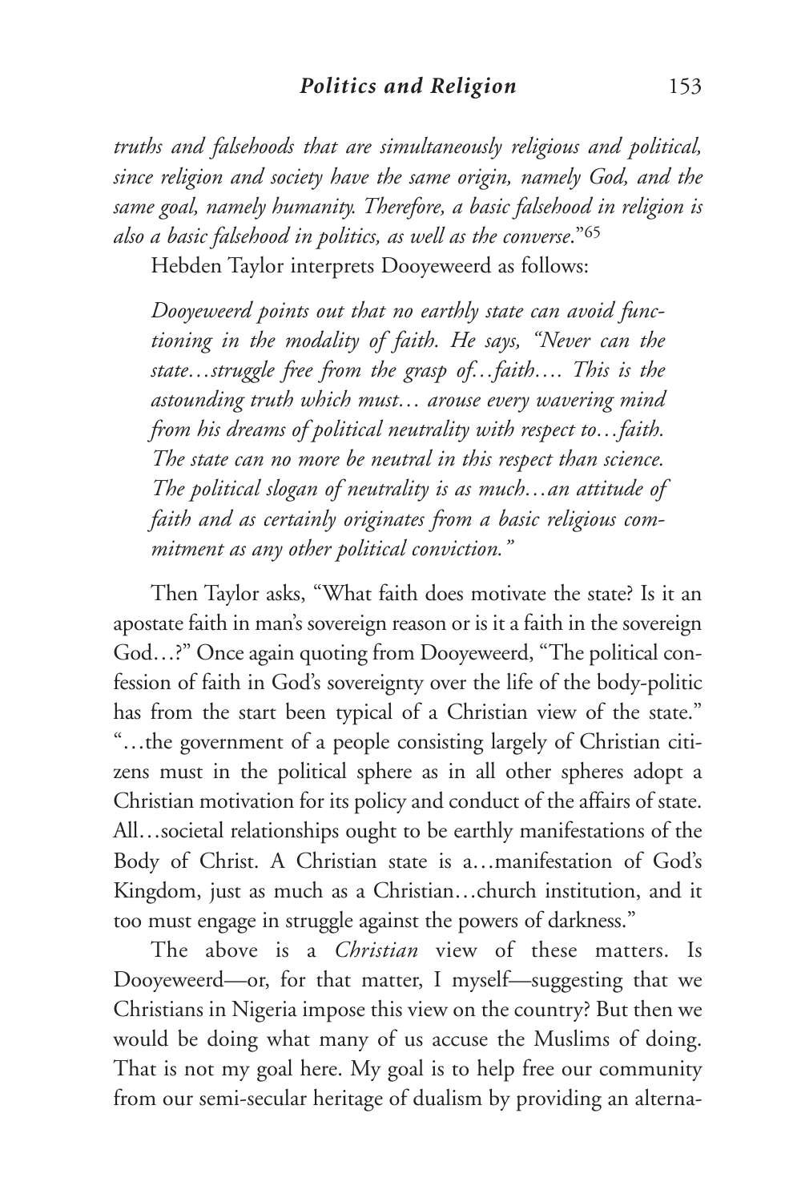*truths and falsehoods that are simultaneously religious and political, since religion and society have the same origin, namely God, and the same goal, namely humanity. Therefore, a basic falsehood in religion is also a basic falsehood in politics, as well as the converse*."[65]

Hebden Taylor interprets Dooyeweerd as follows:

> *Dooyeweerd points out that no earthly state can avoid functioning in the modality of faith. He says, "Never can the state…struggle free from the grasp of…faith…. This is the astounding truth which must… arouse every wavering mind from his dreams of political neutrality with respect to…faith. The state can no more be neutral in this respect than science. The political slogan of neutrality is as much…an attitude of faith and as certainly originates from a basic religious commitment as any other political conviction."*

Then Taylor asks, "What faith does motivate the state? Is it an apostate faith in man's sovereign reason or is it a faith in the sovereign God…?" Once again quoting from Dooyeweerd, "The political confession of faith in God's sovereignty over the life of the body-politic has from the start been typical of a Christian view of the state." "…the government of a people consisting largely of Christian citizens must in the political sphere as in all other spheres adopt a Christian motivation for its policy and conduct of the affairs of state. All…societal relationships ought to be earthly manifestations of the Body of Christ. A Christian state is a…manifestation of God's Kingdom, just as much as a Christian…church institution, and it too must engage in struggle against the powers of darkness."

The above is a *Christian* view of these matters. Is Dooyeweerd—or, for that matter, I myself—suggesting that we Christians in Nigeria impose this view on the country? But then we would be doing what many of us accuse the Muslims of doing. That is not my goal here. My goal is to help free our community from our semi-secular heritage of dualism by providing an alterna-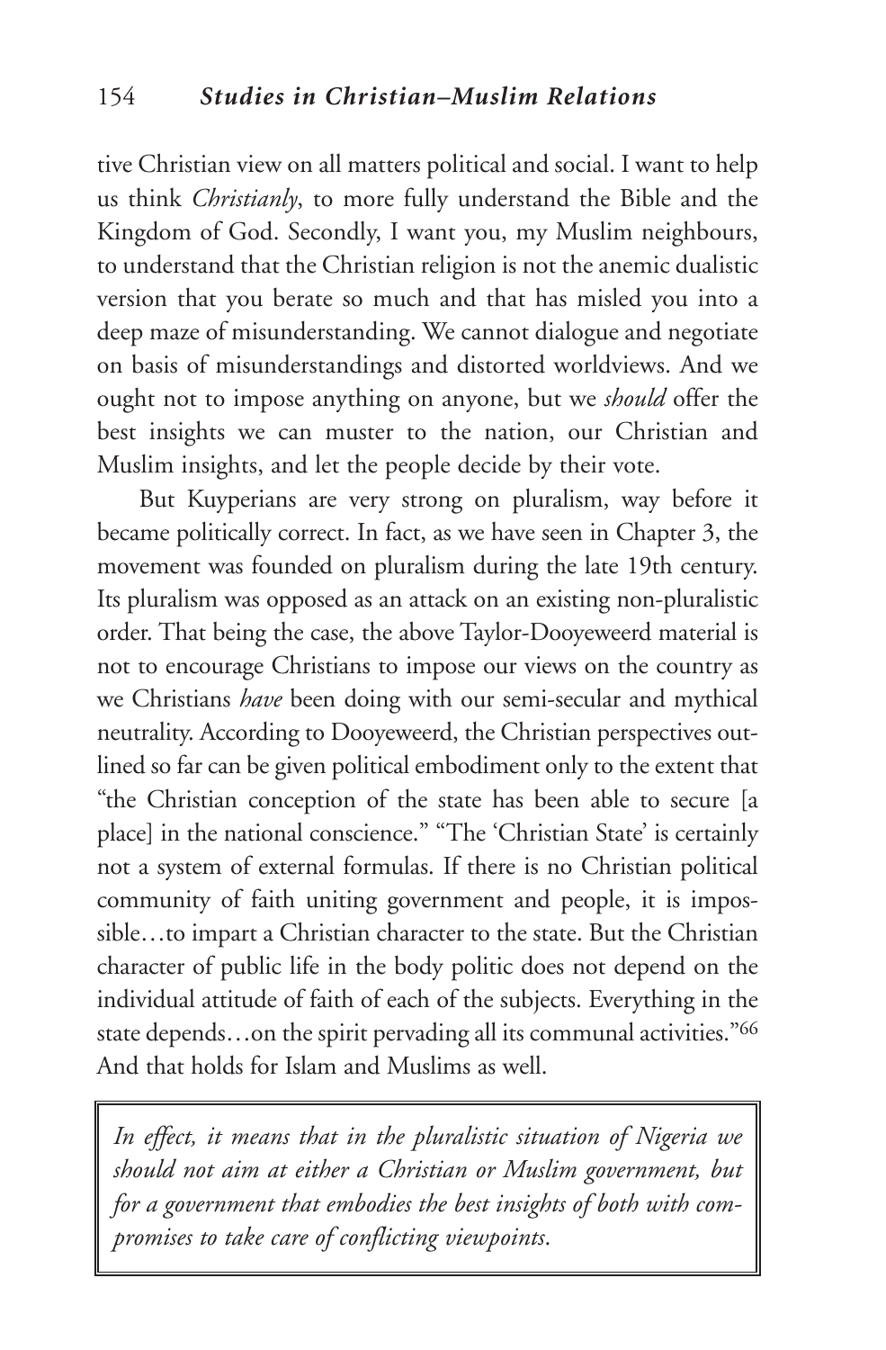tive Christian view on all matters political and social. I want to help us think *Christianly*, to more fully understand the Bible and the Kingdom of God. Secondly, I want you, my Muslim neighbours, to understand that the Christian religion is not the anemic dualistic version that you berate so much and that has misled you into a deep maze of misunderstanding. We cannot dialogue and negotiate on basis of misunderstandings and distorted worldviews. And we ought not to impose anything on anyone, but we *should* offer the best insights we can muster to the nation, our Christian and Muslim insights, and let the people decide by their vote.

But Kuyperians are very strong on pluralism, way before it became politically correct. In fact, as we have seen in Chapter 3, the movement was founded on pluralism during the late 19th century. Its pluralism was opposed as an attack on an existing non-pluralistic order. That being the case, the above Taylor-Dooyeweerd material is not to encourage Christians to impose our views on the country as we Christians *have* been doing with our semi-secular and mythical neutrality. According to Dooyeweerd, the Christian perspectives outlined so far can be given political embodiment only to the extent that "the Christian conception of the state has been able to secure [a place] in the national conscience." "The 'Christian State' is certainly not a system of external formulas. If there is no Christian political community of faith uniting government and people, it is impossible…to impart a Christian character to the state. But the Christian character of public life in the body politic does not depend on the individual attitude of faith of each of the subjects. Everything in the state depends…on the spirit pervading all its communal activities."[66] And that holds for Islam and Muslims as well.

> *In effect, it means that in the pluralistic situation of Nigeria we should not aim at either a Christian or Muslim government, but for a government that embodies the best insights of both with compromises to take care of conflicting viewpoints.*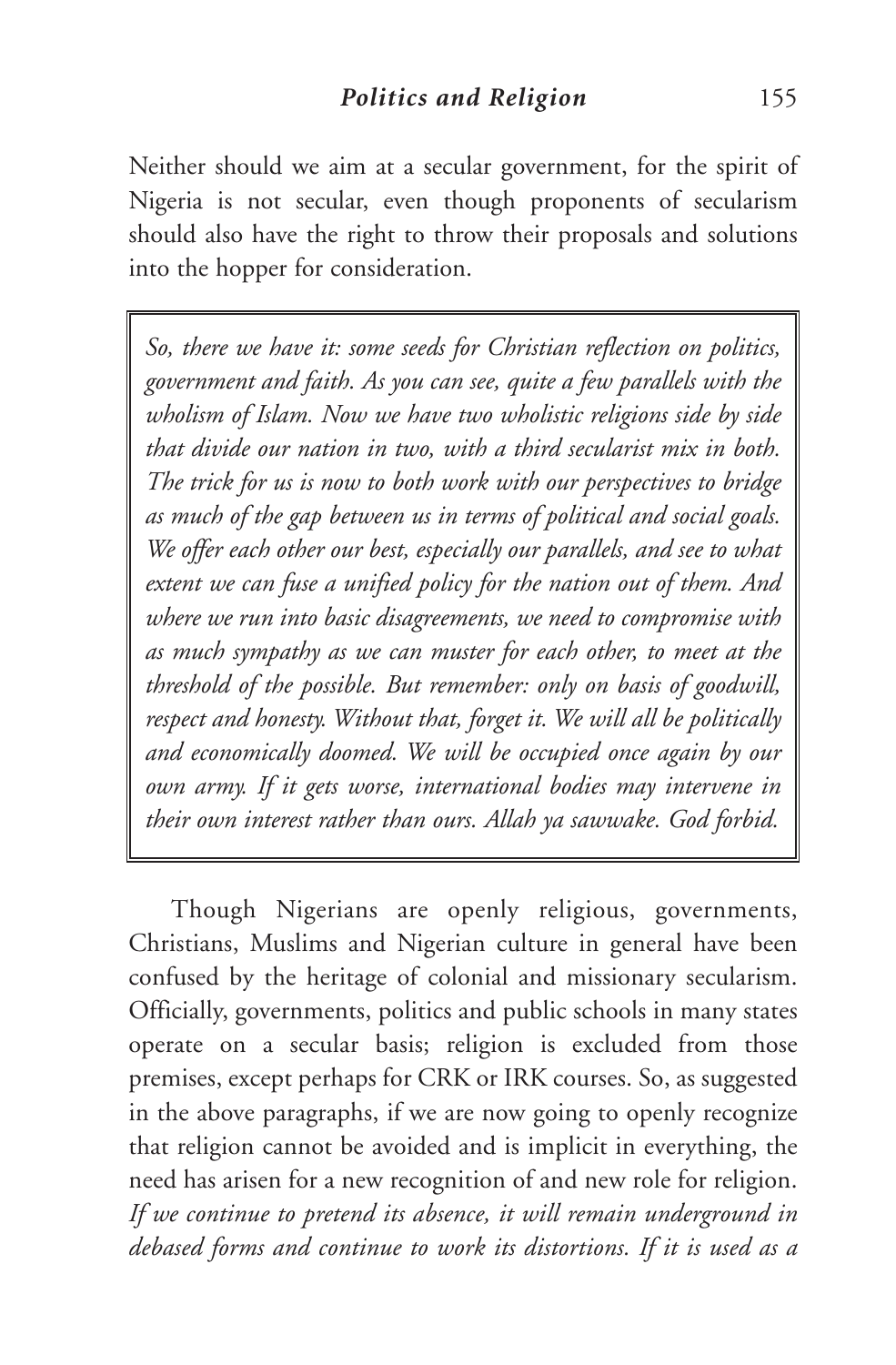Neither should we aim at a secular government, for the spirit of Nigeria is not secular, even though proponents of secularism should also have the right to throw their proposals and solutions into the hopper for consideration.

> *So, there we have it: some seeds for Christian reflection on politics, government and faith. As you can see, quite a few parallels with the wholism of Islam. Now we have two wholistic religions side by side that divide our nation in two, with a third secularist mix in both. The trick for us is now to both work with our perspectives to bridge as much of the gap between us in terms of political and social goals. We offer each other our best, especially our parallels, and see to what extent we can fuse a unified policy for the nation out of them. And where we run into basic disagreements, we need to compromise with as much sympathy as we can muster for each other, to meet at the threshold of the possible. But remember: only on basis of goodwill, respect and honesty. Without that, forget it. We will all be politically and economically doomed. We will be occupied once again by our own army. If it gets worse, international bodies may intervene in their own interest rather than ours. Allah ya sawwake. God forbid.*

Though Nigerians are openly religious, governments, Christians, Muslims and Nigerian culture in general have been confused by the heritage of colonial and missionary secularism. Officially, governments, politics and public schools in many states operate on a secular basis; religion is excluded from those premises, except perhaps for CRK or IRK courses. So, as suggested in the above paragraphs, if we are now going to openly recognize that religion cannot be avoided and is implicit in everything, the need has arisen for a new recognition of and new role for religion. *If we continue to pretend its absence, it will remain underground in debased forms and continue to work its distortions. If it is used as a*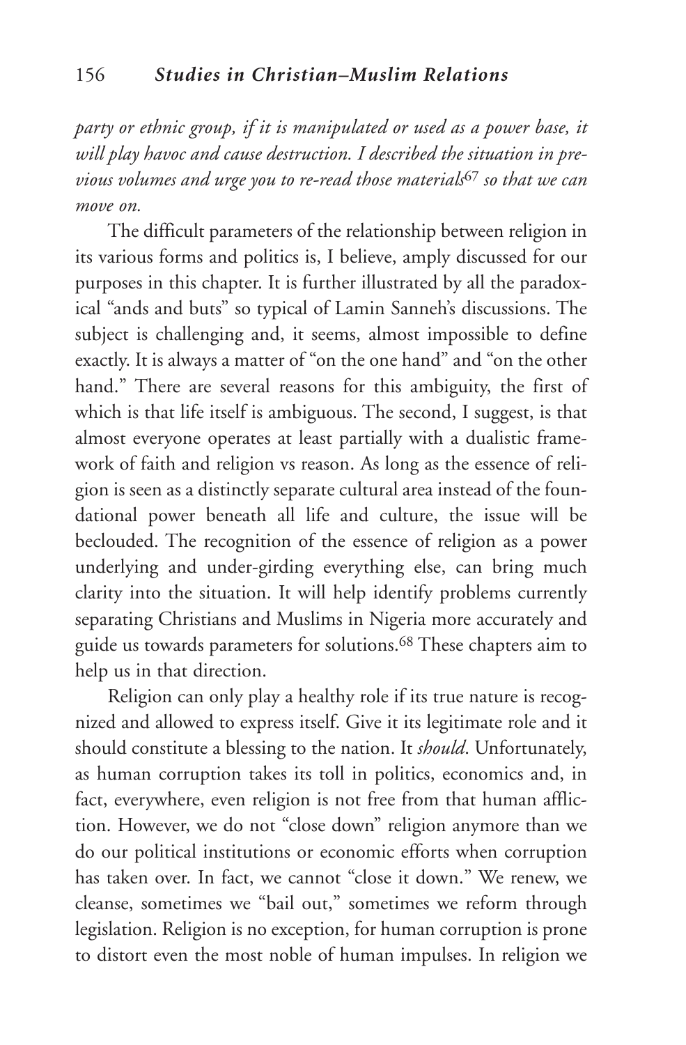*party or ethnic group, if it is manipulated or used as a power base, it will play havoc and cause destruction. I described the situation in previous volumes and urge you to re-read those materials*[67] *so that we can move on.*

The difficult parameters of the relationship between religion in its various forms and politics is, I believe, amply discussed for our purposes in this chapter. It is further illustrated by all the paradoxical "ands and buts" so typical of Lamin Sanneh's discussions. The subject is challenging and, it seems, almost impossible to define exactly. It is always a matter of "on the one hand" and "on the other hand." There are several reasons for this ambiguity, the first of which is that life itself is ambiguous. The second, I suggest, is that almost everyone operates at least partially with a dualistic framework of faith and religion vs reason. As long as the essence of religion is seen as a distinctly separate cultural area instead of the foundational power beneath all life and culture, the issue will be beclouded. The recognition of the essence of religion as a power underlying and under-girding everything else, can bring much clarity into the situation. It will help identify problems currently separating Christians and Muslims in Nigeria more accurately and guide us towards parameters for solutions.[68] These chapters aim to help us in that direction.

Religion can only play a healthy role if its true nature is recognized and allowed to express itself. Give it its legitimate role and it should constitute a blessing to the nation. It *should*. Unfortunately, as human corruption takes its toll in politics, economics and, in fact, everywhere, even religion is not free from that human affliction. However, we do not "close down" religion anymore than we do our political institutions or economic efforts when corruption has taken over. In fact, we cannot "close it down." We renew, we cleanse, sometimes we "bail out," sometimes we reform through legislation. Religion is no exception, for human corruption is prone to distort even the most noble of human impulses. In religion we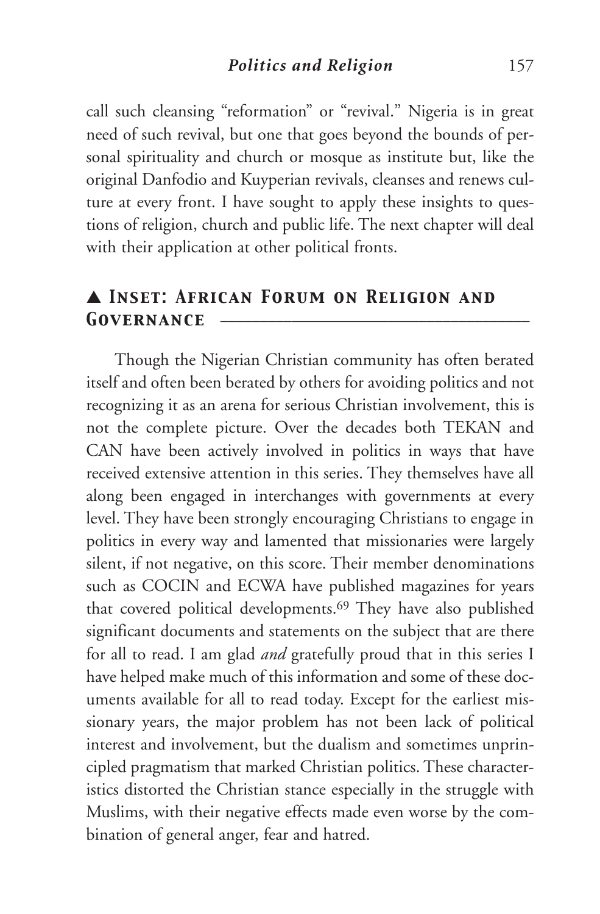call such cleansing "reformation" or "revival." Nigeria is in great need of such revival, but one that goes beyond the bounds of personal spirituality and church or mosque as institute but, like the original Danfodio and Kuyperian revivals, cleanses and renews culture at every front. I have sought to apply these insights to questions of religion, church and public life. The next chapter will deal with their application at other political fronts.

## ▲ Inset: African Forum on Religion and Governance

Though the Nigerian Christian community has often berated itself and often been berated by others for avoiding politics and not recognizing it as an arena for serious Christian involvement, this is not the complete picture. Over the decades both TEKAN and CAN have been actively involved in politics in ways that have received extensive attention in this series. They themselves have all along been engaged in interchanges with governments at every level. They have been strongly encouraging Christians to engage in politics in every way and lamented that missionaries were largely silent, if not negative, on this score. Their member denominations such as COCIN and ECWA have published magazines for years that covered political developments.[69] They have also published significant documents and statements on the subject that are there for all to read. I am glad *and* gratefully proud that in this series I have helped make much of this information and some of these documents available for all to read today. Except for the earliest missionary years, the major problem has not been lack of political interest and involvement, but the dualism and sometimes unprincipled pragmatism that marked Christian politics. These characteristics distorted the Christian stance especially in the struggle with Muslims, with their negative effects made even worse by the combination of general anger, fear and hatred.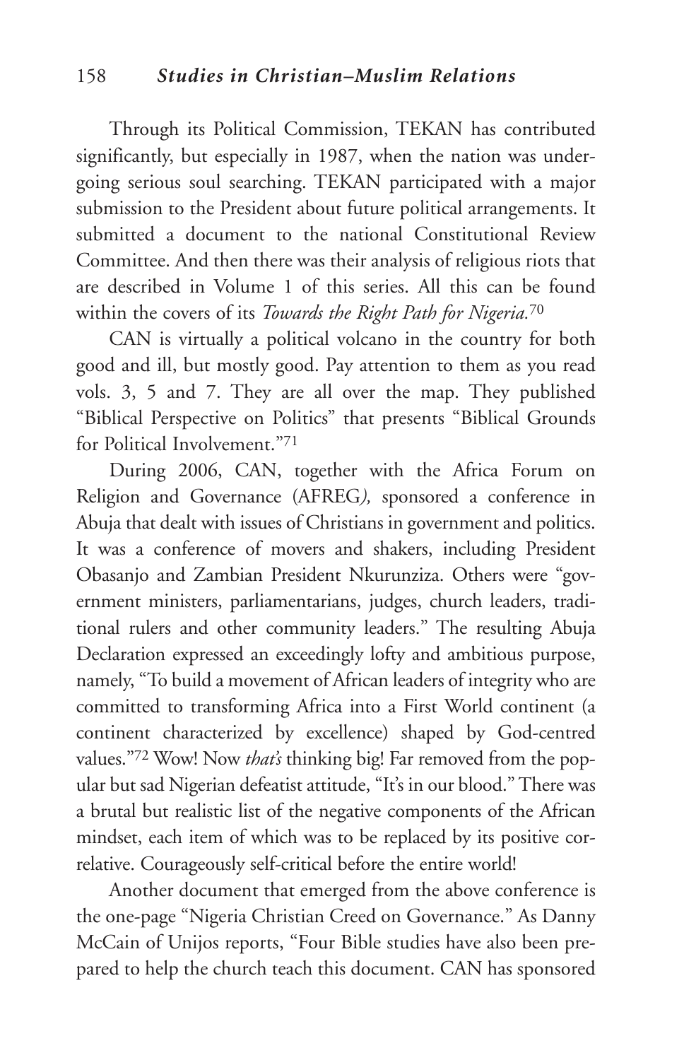Through its Political Commission, TEKAN has contributed significantly, but especially in 1987, when the nation was undergoing serious soul searching. TEKAN participated with a major submission to the President about future political arrangements. It submitted a document to the national Constitutional Review Committee. And then there was their analysis of religious riots that are described in Volume 1 of this series. All this can be found within the covers of its *Towards the Right Path for Nigeria.*[70]

CAN is virtually a political volcano in the country for both good and ill, but mostly good. Pay attention to them as you read vols. 3, 5 and 7. They are all over the map. They published "Biblical Perspective on Politics" that presents "Biblical Grounds for Political Involvement."[71]

During 2006, CAN, together with the Africa Forum on Religion and Governance (AFREG*),* sponsored a conference in Abuja that dealt with issues of Christians in government and politics. It was a conference of movers and shakers, including President Obasanjo and Zambian President Nkurunziza. Others were "government ministers, parliamentarians, judges, church leaders, traditional rulers and other community leaders." The resulting Abuja Declaration expressed an exceedingly lofty and ambitious purpose, namely, "To build a movement of African leaders of integrity who are committed to transforming Africa into a First World continent (a continent characterized by excellence) shaped by God-centred values."[72] Wow! Now *that's* thinking big! Far removed from the popular but sad Nigerian defeatist attitude, "It's in our blood." There was a brutal but realistic list of the negative components of the African mindset, each item of which was to be replaced by its positive correlative. Courageously self-critical before the entire world!

Another document that emerged from the above conference is the one-page "Nigeria Christian Creed on Governance." As Danny McCain of Unijos reports, "Four Bible studies have also been prepared to help the church teach this document. CAN has sponsored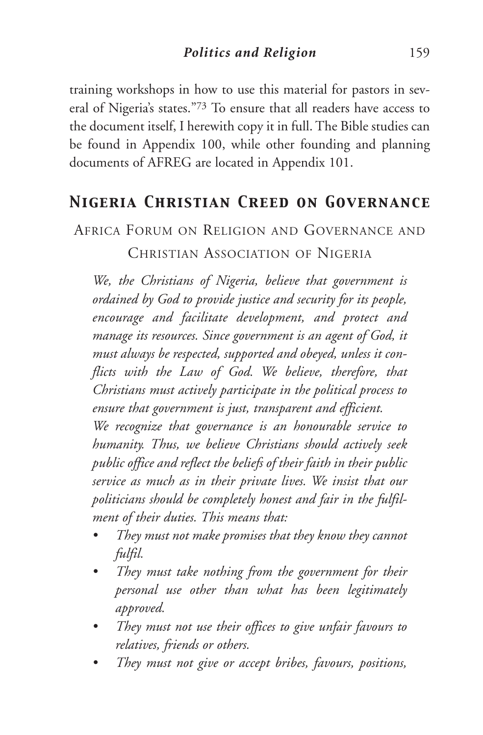training workshops in how to use this material for pastors in several of Nigeria's states."[73] To ensure that all readers have access to the document itself, I herewith copy it in full. The Bible studies can be found in Appendix 100, while other founding and planning documents of AFREG are located in Appendix 101.

## Nigeria Christian Creed on Governance

### Africa Forum on Religion and Governance and Christian Association of Nigeria

*We, the Christians of Nigeria, believe that government is ordained by God to provide justice and security for its people, encourage and facilitate development, and protect and manage its resources. Since government is an agent of God, it must always be respected, supported and obeyed, unless it conflicts with the Law of God. We believe, therefore, that Christians must actively participate in the political process to ensure that government is just, transparent and efficient.*

*We recognize that governance is an honourable service to humanity. Thus, we believe Christians should actively seek public office and reflect the beliefs of their faith in their public service as much as in their private lives. We insist that our politicians should be completely honest and fair in the fulfilment of their duties. This means that:*

- *They must not make promises that they know they cannot fulfil.*
- *They must take nothing from the government for their personal use other than what has been legitimately approved.*
- *They must not use their offices to give unfair favours to relatives, friends or others.*
- *They must not give or accept bribes, favours, positions,*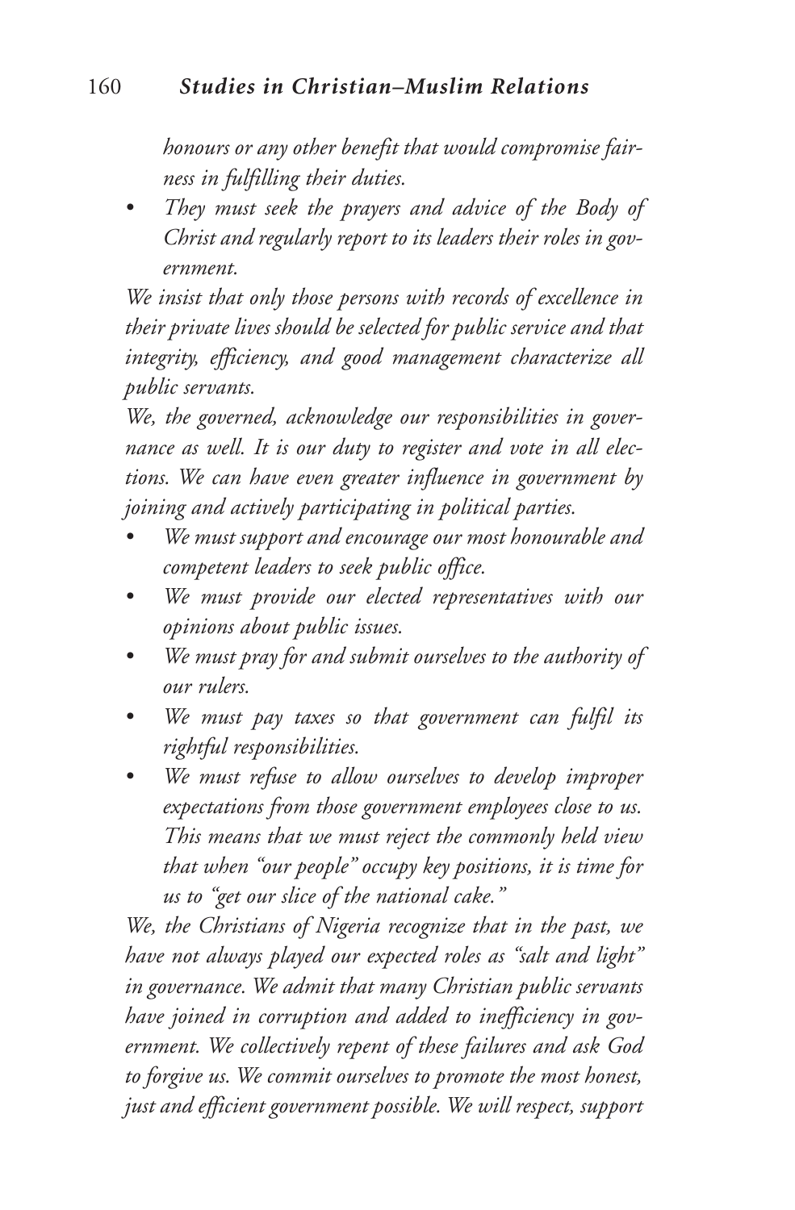*honours or any other benefit that would compromise fairness in fulfilling their duties.*

- *They must seek the prayers and advice of the Body of Christ and regularly report to its leaders their roles in government.*

*We insist that only those persons with records of excellence in their private lives should be selected for public service and that integrity, efficiency, and good management characterize all public servants.*

*We, the governed, acknowledge our responsibilities in governance as well. It is our duty to register and vote in all elections. We can have even greater influence in government by joining and actively participating in political parties.*

- *We must support and encourage our most honourable and competent leaders to seek public office.*
- *We must provide our elected representatives with our opinions about public issues.*
- *We must pray for and submit ourselves to the authority of our rulers.*
- *We must pay taxes so that government can fulfil its rightful responsibilities.*
- *We must refuse to allow ourselves to develop improper expectations from those government employees close to us. This means that we must reject the commonly held view that when "our people" occupy key positions, it is time for us to "get our slice of the national cake."*

*We, the Christians of Nigeria recognize that in the past, we have not always played our expected roles as "salt and light" in governance. We admit that many Christian public servants have joined in corruption and added to inefficiency in government. We collectively repent of these failures and ask God to forgive us. We commit ourselves to promote the most honest, just and efficient government possible. We will respect, support*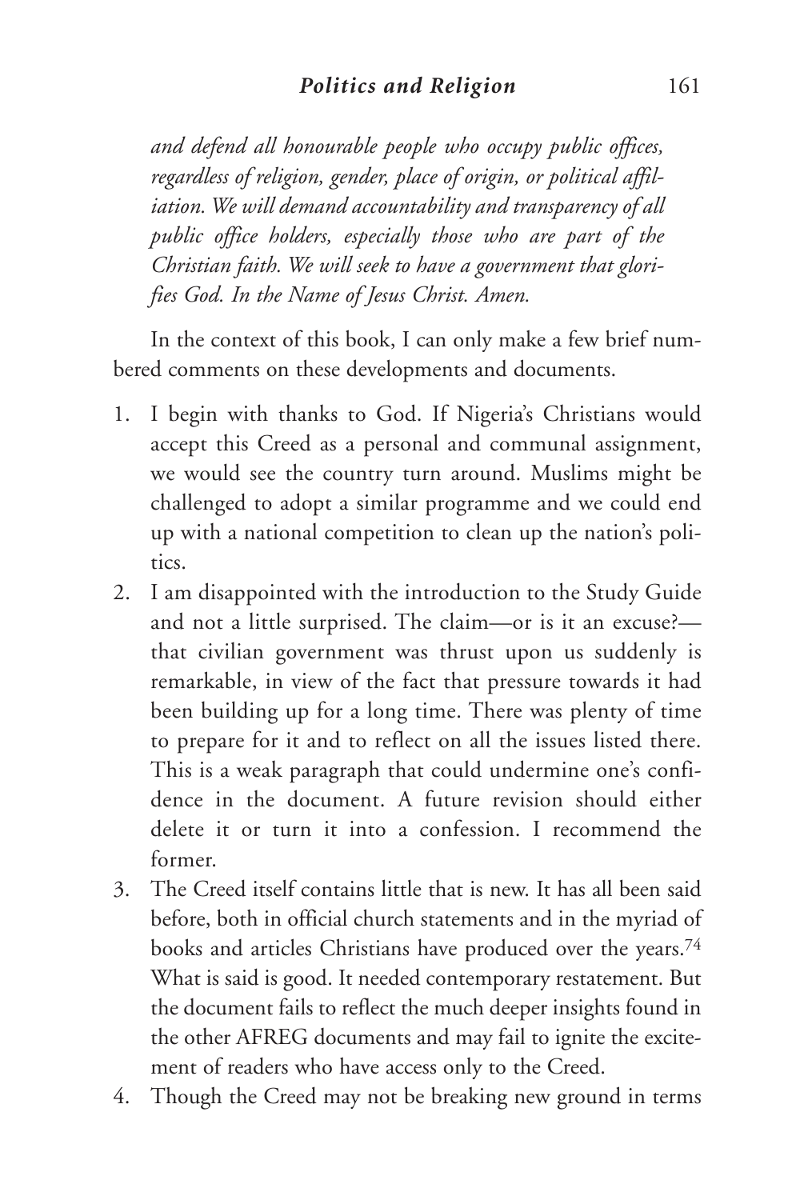*and defend all honourable people who occupy public offices, regardless of religion, gender, place of origin, or political affiliation. We will demand accountability and transparency of all public office holders, especially those who are part of the Christian faith. We will seek to have a government that glorifies God. In the Name of Jesus Christ. Amen.*

In the context of this book, I can only make a few brief numbered comments on these developments and documents.

1. I begin with thanks to God. If Nigeria's Christians would accept this Creed as a personal and communal assignment, we would see the country turn around. Muslims might be challenged to adopt a similar programme and we could end up with a national competition to clean up the nation's politics.
2. I am disappointed with the introduction to the Study Guide and not a little surprised. The claim—or is it an excuse?—that civilian government was thrust upon us suddenly is remarkable, in view of the fact that pressure towards it had been building up for a long time. There was plenty of time to prepare for it and to reflect on all the issues listed there. This is a weak paragraph that could undermine one's confidence in the document. A future revision should either delete it or turn it into a confession. I recommend the former.
3. The Creed itself contains little that is new. It has all been said before, both in official church statements and in the myriad of books and articles Christians have produced over the years.[74] What is said is good. It needed contemporary restatement. But the document fails to reflect the much deeper insights found in the other AFREG documents and may fail to ignite the excitement of readers who have access only to the Creed.
4. Though the Creed may not be breaking new ground in terms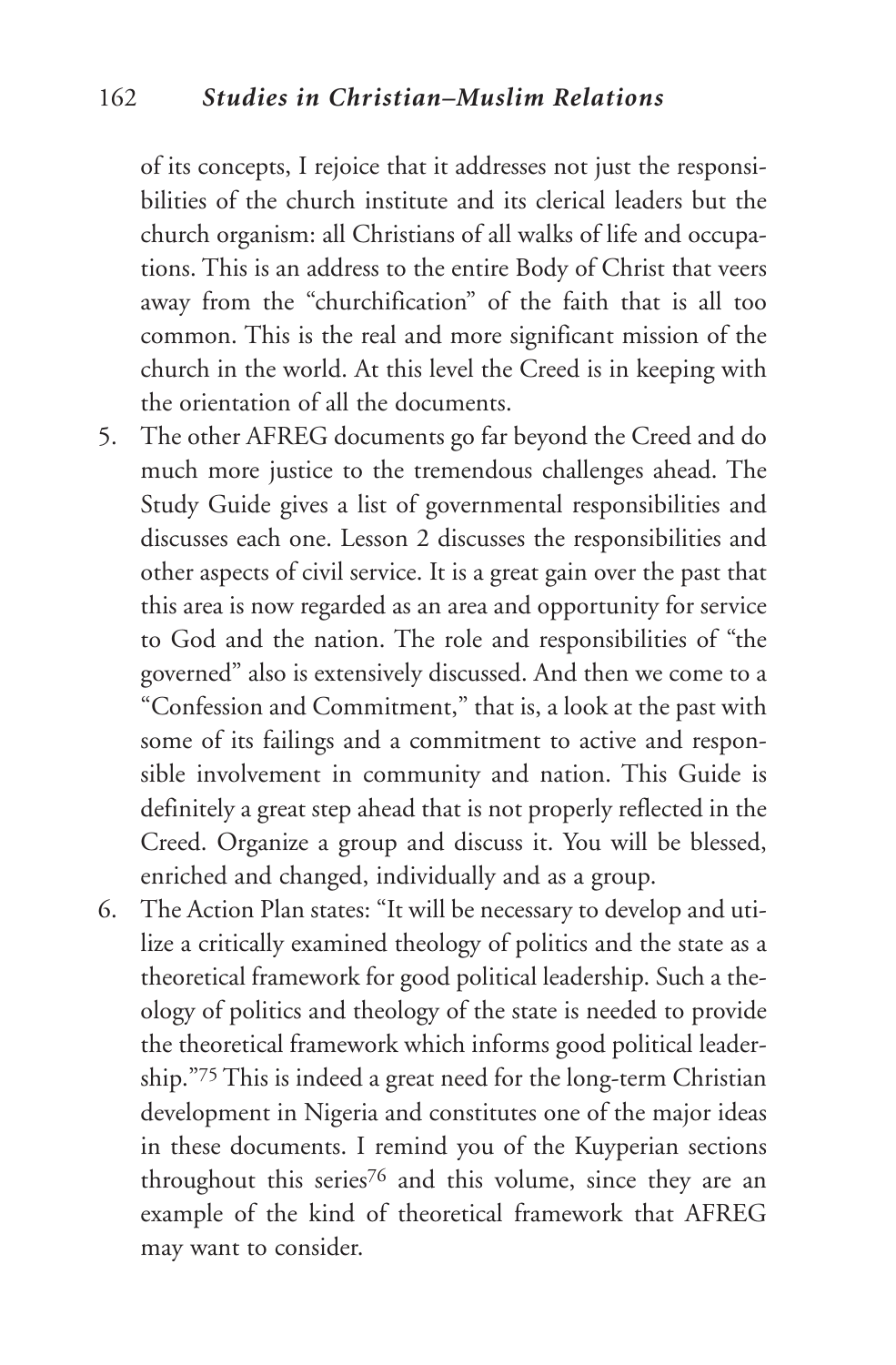of its concepts, I rejoice that it addresses not just the responsibilities of the church institute and its clerical leaders but the church organism: all Christians of all walks of life and occupations. This is an address to the entire Body of Christ that veers away from the "churchification" of the faith that is all too common. This is the real and more significant mission of the church in the world. At this level the Creed is in keeping with the orientation of all the documents.

5. The other AFREG documents go far beyond the Creed and do much more justice to the tremendous challenges ahead. The Study Guide gives a list of governmental responsibilities and discusses each one. Lesson 2 discusses the responsibilities and other aspects of civil service. It is a great gain over the past that this area is now regarded as an area and opportunity for service to God and the nation. The role and responsibilities of "the governed" also is extensively discussed. And then we come to a "Confession and Commitment," that is, a look at the past with some of its failings and a commitment to active and responsible involvement in community and nation. This Guide is definitely a great step ahead that is not properly reflected in the Creed. Organize a group and discuss it. You will be blessed, enriched and changed, individually and as a group.
6. The Action Plan states: "It will be necessary to develop and utilize a critically examined theology of politics and the state as a theoretical framework for good political leadership. Such a theology of politics and theology of the state is needed to provide the theoretical framework which informs good political leadership."[75] This is indeed a great need for the long-term Christian development in Nigeria and constitutes one of the major ideas in these documents. I remind you of the Kuyperian sections throughout this series[76] and this volume, since they are an example of the kind of theoretical framework that AFREG may want to consider.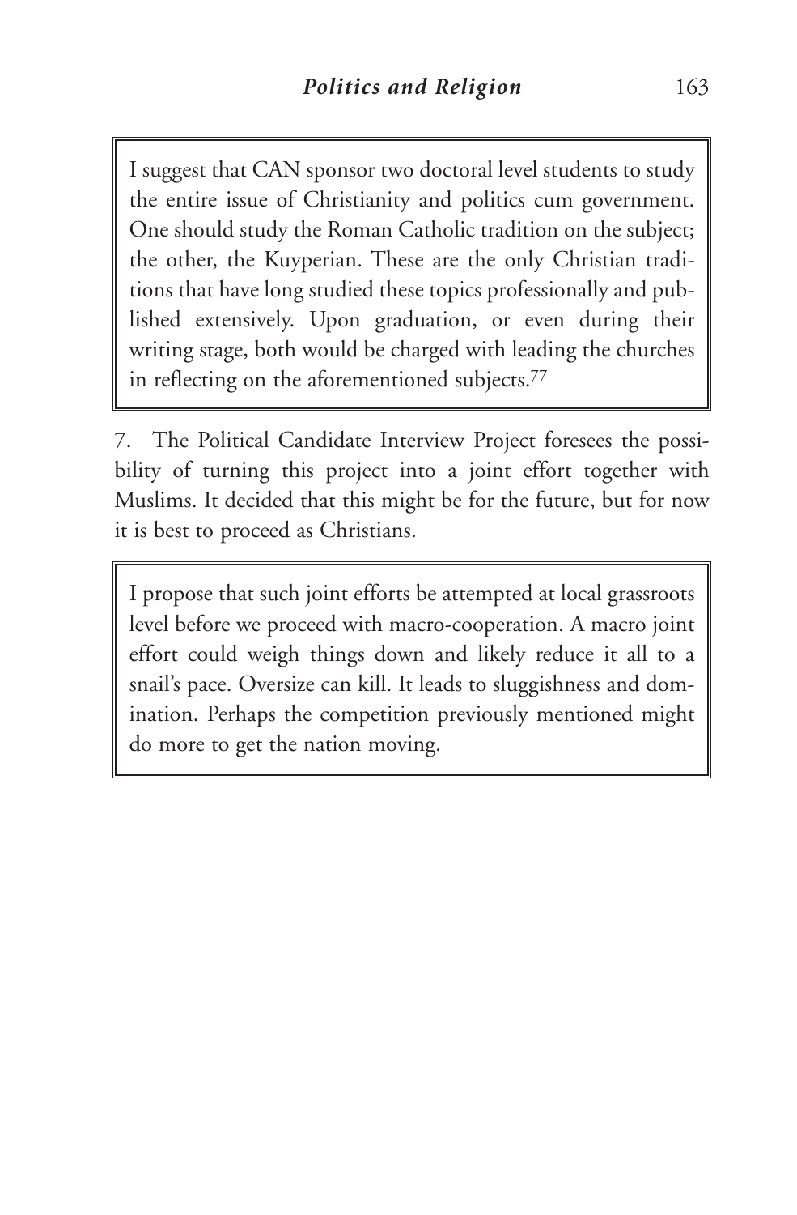> I suggest that CAN sponsor two doctoral level students to study the entire issue of Christianity and politics cum government. One should study the Roman Catholic tradition on the subject; the other, the Kuyperian. These are the only Christian traditions that have long studied these topics professionally and published extensively. Upon graduation, or even during their writing stage, both would be charged with leading the churches in reflecting on the aforementioned subjects.[77]

7. The Political Candidate Interview Project foresees the possibility of turning this project into a joint effort together with Muslims. It decided that this might be for the future, but for now it is best to proceed as Christians.

> I propose that such joint efforts be attempted at local grassroots level before we proceed with macro-cooperation. A macro joint effort could weigh things down and likely reduce it all to a snail's pace. Oversize can kill. It leads to sluggishness and domination. Perhaps the competition previously mentioned might do more to get the nation moving.